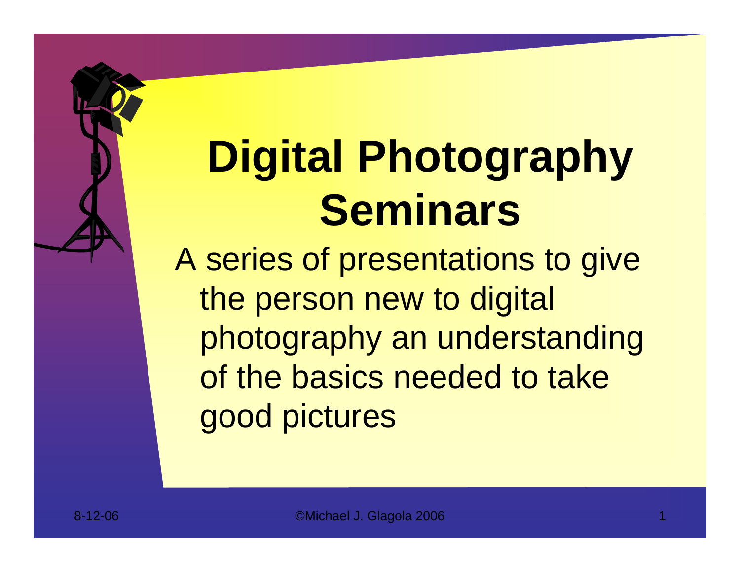# Digital Photography Seminars

A series of presentations to give the person new to digital photography an understanding of the basics needed to take good pictures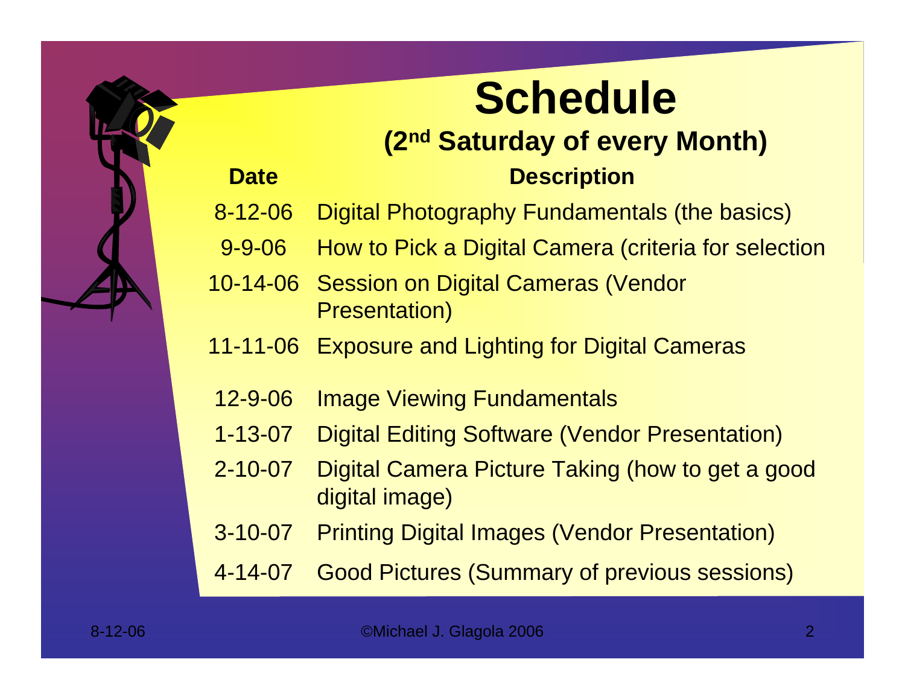# Schedule

## (2nd Saturday of every Month)

| Date | Description |
| --- | --- |
| 8-12-06 | Digital Photography Fundamentals (the basics) |
| 9-9-06 | How to Pick a Digital Camera (criteria for selection |
| 10-14-06 | Session on Digital Cameras (Vendor Presentation) |
| 11-11-06 | Exposure and Lighting for Digital Cameras |
| 12-9-06 | Image Viewing Fundamentals |
| 1-13-07 | Digital Editing Software (Vendor Presentation) |
| 2-10-07 | Digital Camera Picture Taking (how to get a good digital image) |
| 3-10-07 | Printing Digital Images (Vendor Presentation) |
| 4-14-07 | Good Pictures (Summary of previous sessions) |

©Michael J. Glagola 2006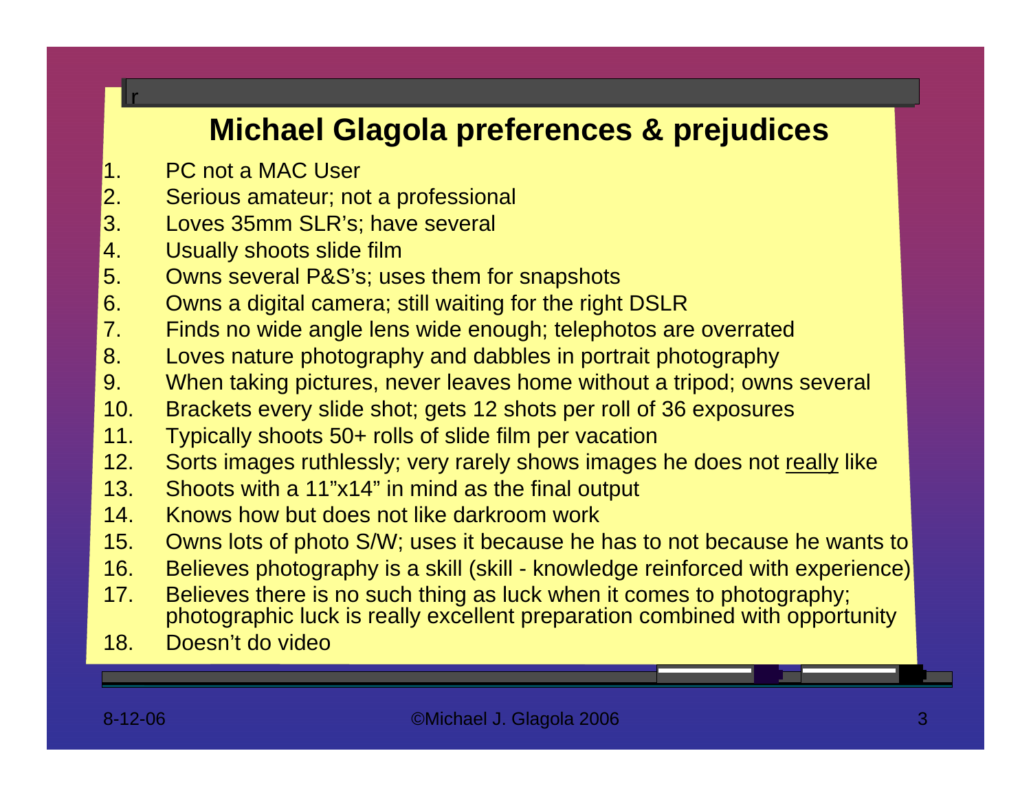# Michael Glagola preferences & prejudices

1. PC not a MAC User
2. Serious amateur; not a professional
3. Loves 35mm SLR's; have several
4. Usually shoots slide film
5. Owns several P&S's; uses them for snapshots
6. Owns a digital camera; still waiting for the right DSLR
7. Finds no wide angle lens wide enough; telephotos are overrated
8. Loves nature photography and dabbles in portrait photography
9. When taking pictures, never leaves home without a tripod; owns several
10. Brackets every slide shot; gets 12 shots per roll of 36 exposures
11. Typically shoots 50+ rolls of slide film per vacation
12. Sorts images ruthlessly; very rarely shows images he does not <u>really</u> like
13. Shoots with a 11"x14" in mind as the final output
14. Knows how but does not like darkroom work
15. Owns lots of photo S/W; uses it because he has to not because he wants to
16. Believes photography is a skill (skill - knowledge reinforced with experience)
17. Believes there is no such thing as luck when it comes to photography; photographic luck is really excellent preparation combined with opportunity
18. Doesn't do video

8-12-06

©Michael J. Glagola 2006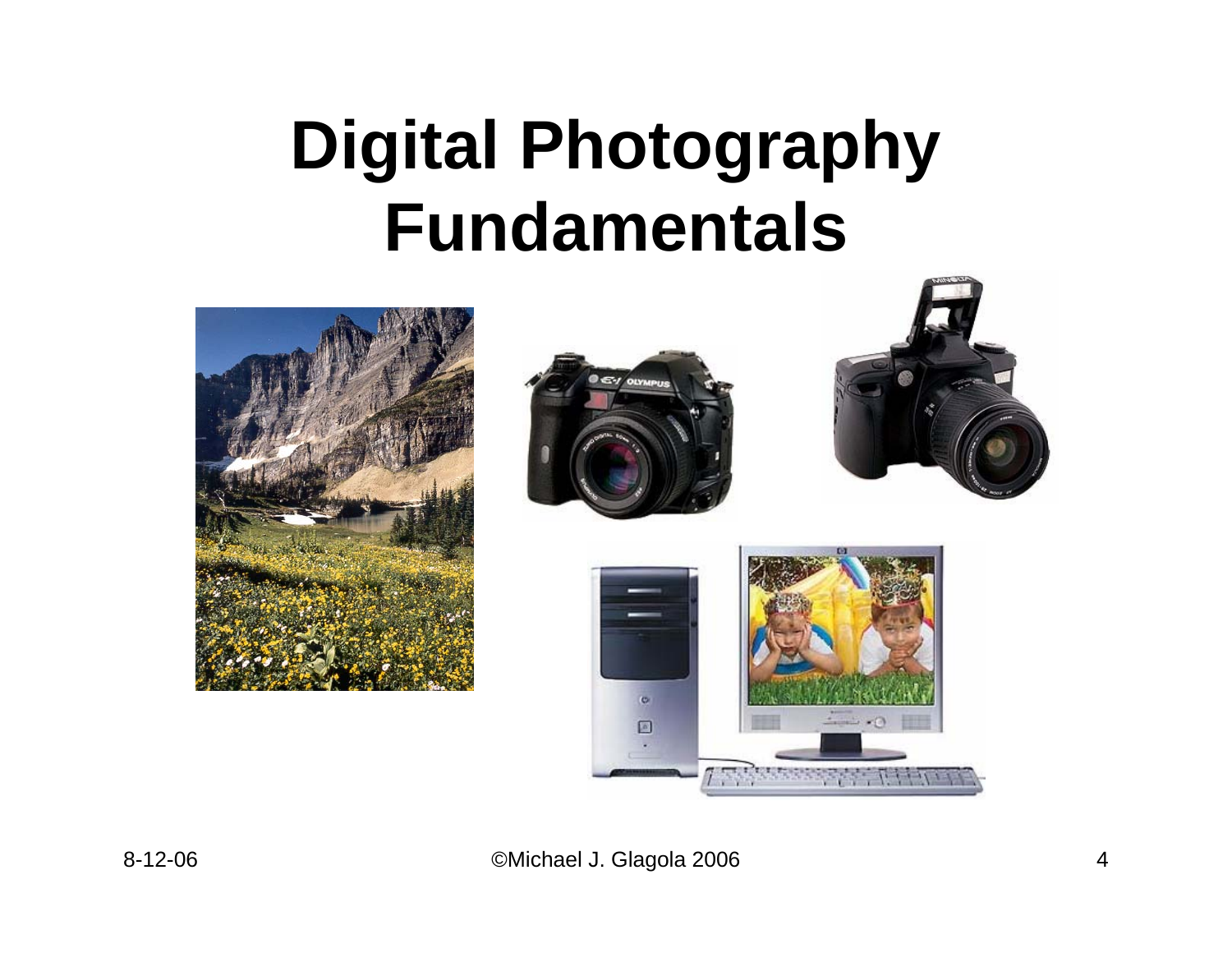# Digital Photography Fundamentals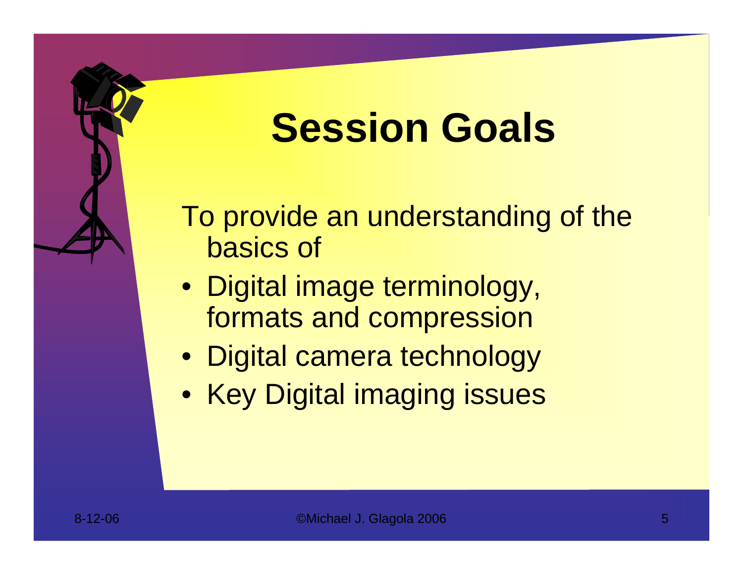# Session Goals

To provide an understanding of the basics of

- Digital image terminology, formats and compression
- Digital camera technology
- Key Digital imaging issues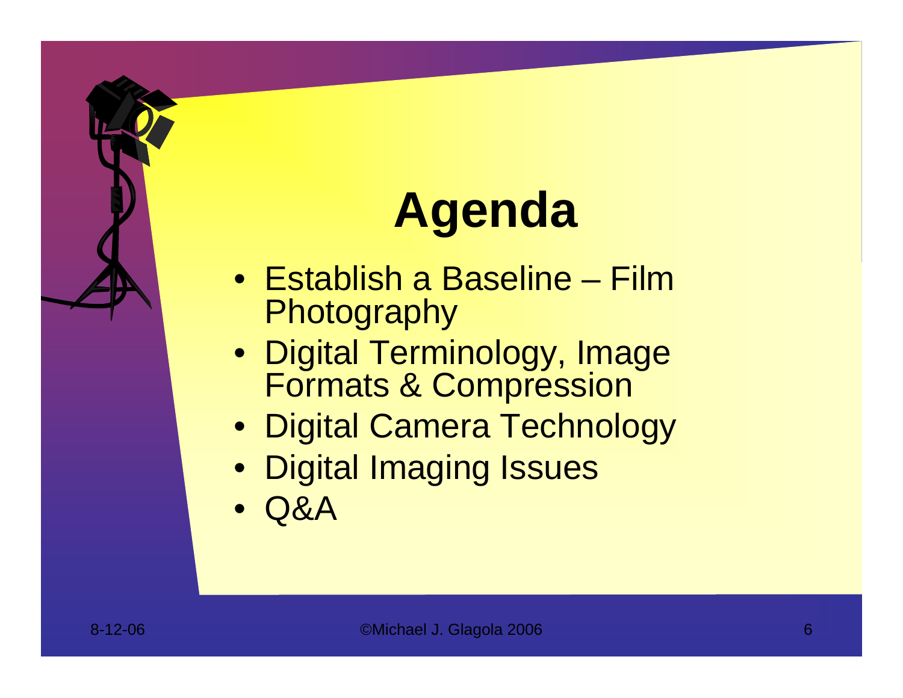# Agenda

- Establish a Baseline – Film Photography
- Digital Terminology, Image Formats & Compression
- Digital Camera Technology
- Digital Imaging Issues
- Q&A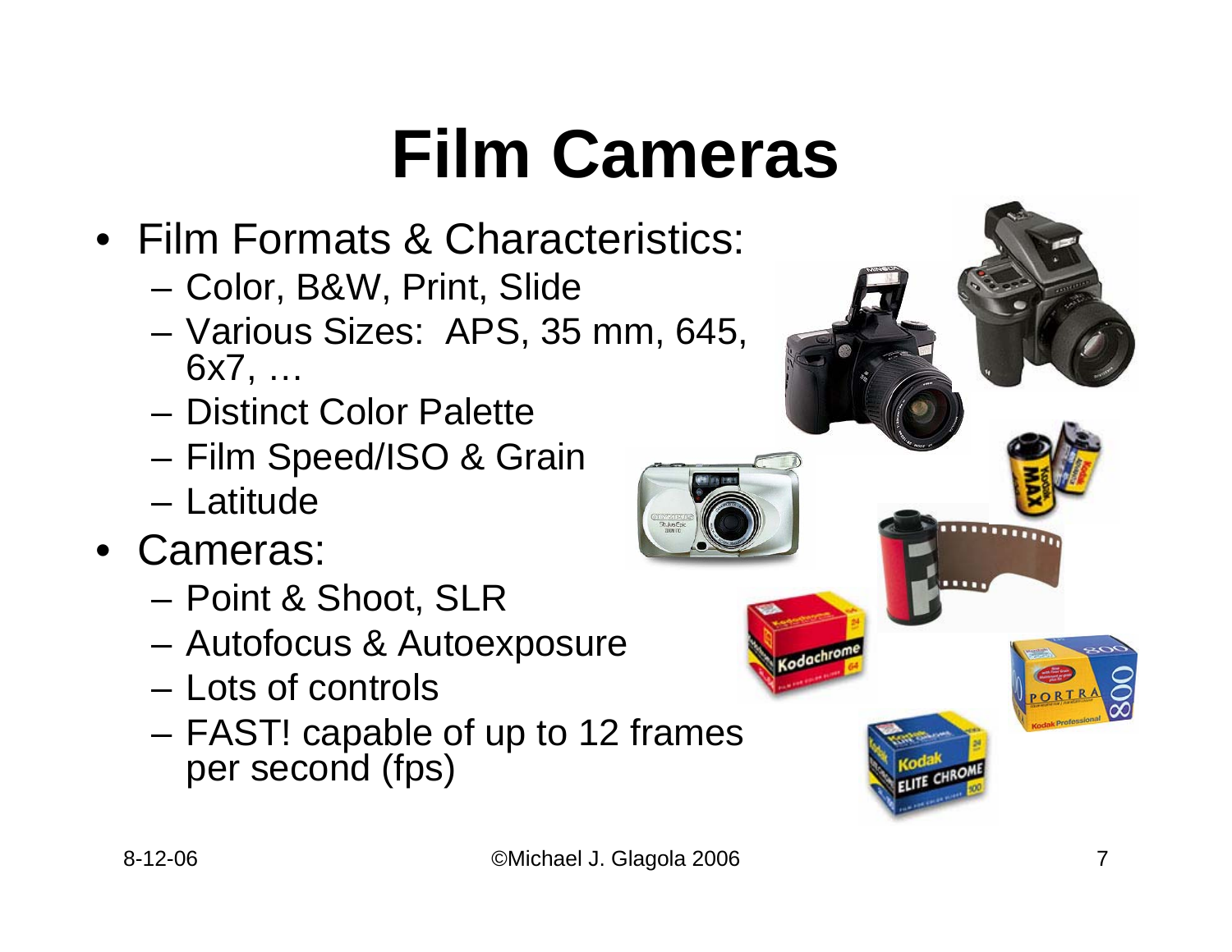# Film Cameras

- Film Formats & Characteristics:
  - Color, B&W, Print, Slide
  - Various Sizes: APS, 35 mm, 645, 6x7, …
  - Distinct Color Palette
  - Film Speed/ISO & Grain
  - Latitude
- Cameras:
  - Point & Shoot, SLR
  - Autofocus & Autoexposure
  - Lots of controls
  - FAST! capable of up to 12 frames per second (fps)

8-12-06 ©Michael J. Glagola 2006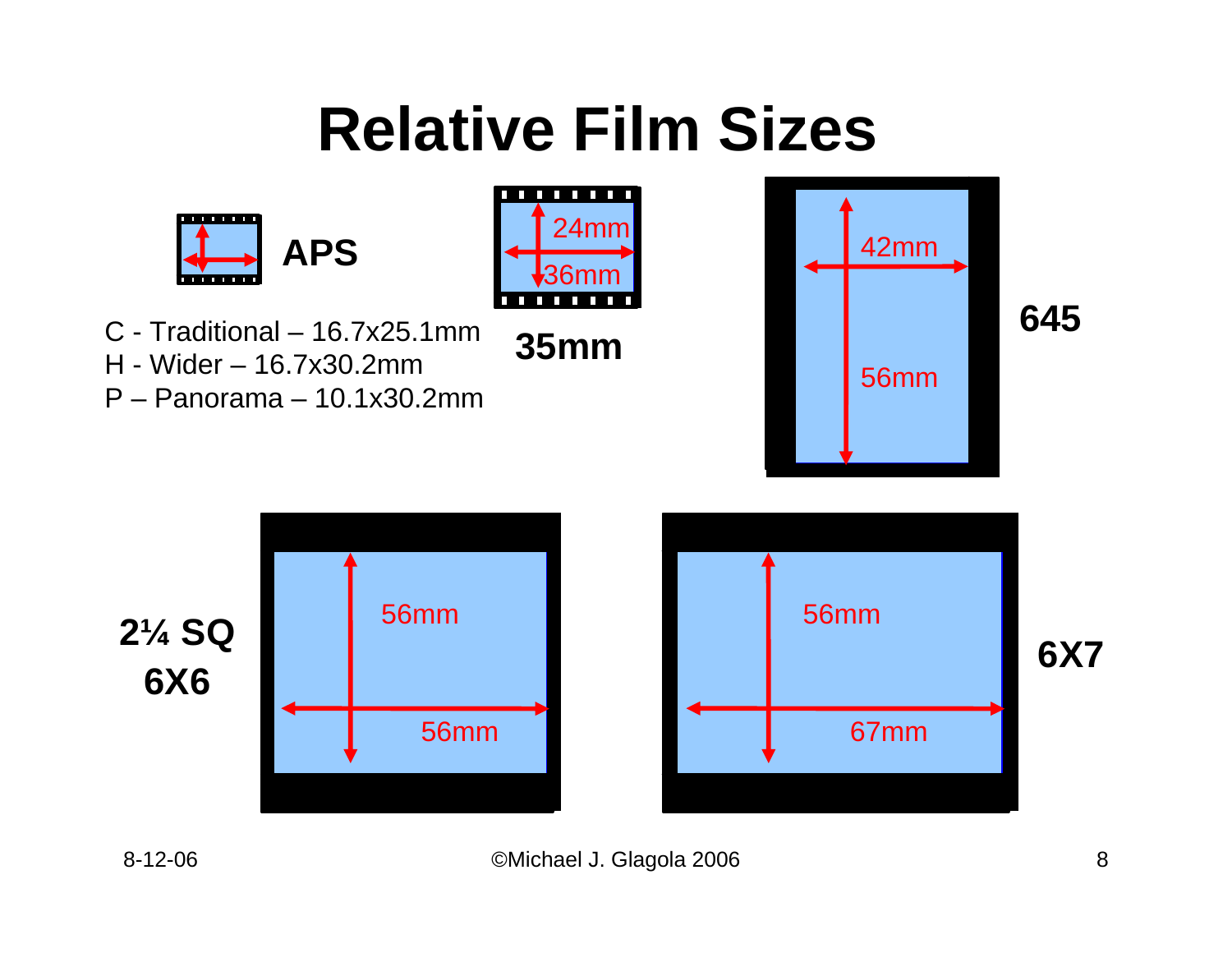# Relative Film Sizes

**APS**

C - Traditional – 16.7x25.1mm
H - Wider – 16.7x30.2mm
P – Panorama – 10.1x30.2mm

**35mm**

24mm
36mm

**645**

42mm
56mm

**2¼ SQ**
**6X6**

56mm
56mm

**6X7**

56mm
67mm

8-12-06

©Michael J. Glagola 2006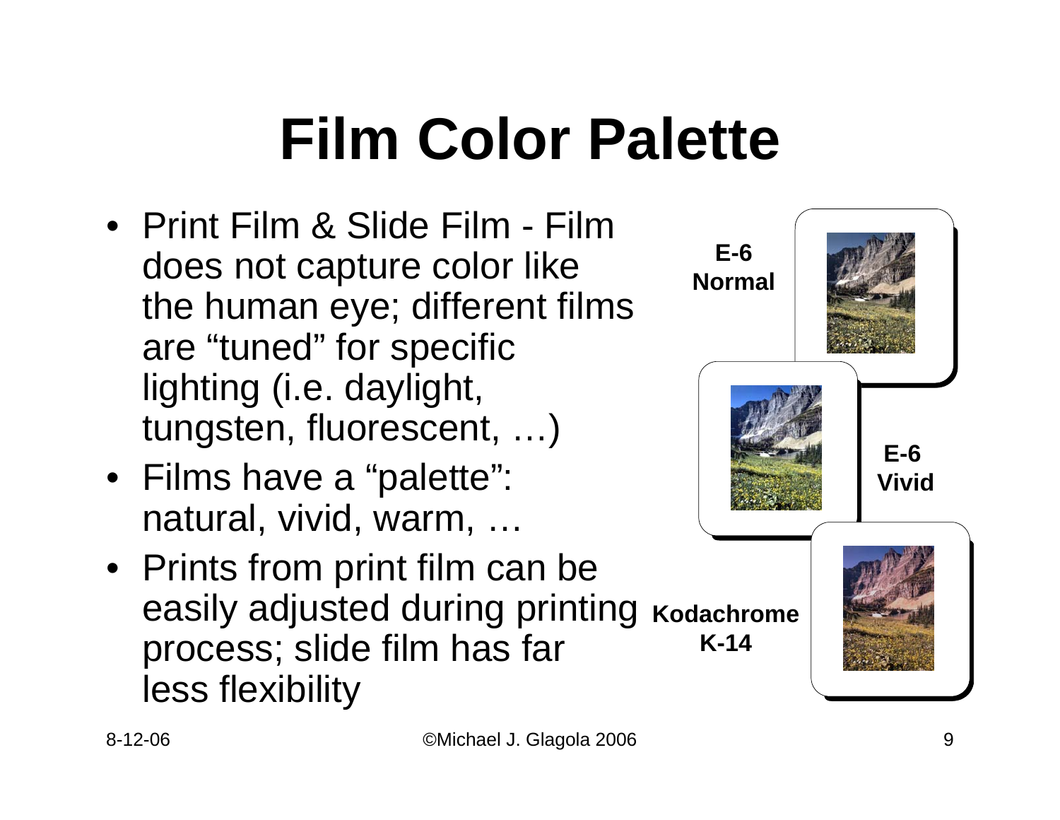# Film Color Palette

- Print Film & Slide Film - Film does not capture color like the human eye; different films are “tuned” for specific lighting (i.e. daylight, tungsten, fluorescent, …)
- Films have a “palette”: natural, vivid, warm, …
- Prints from print film can be easily adjusted during printing process; slide film has far less flexibility

**E-6 Normal**

**E-6 Vivid**

**Kodachrome K-14**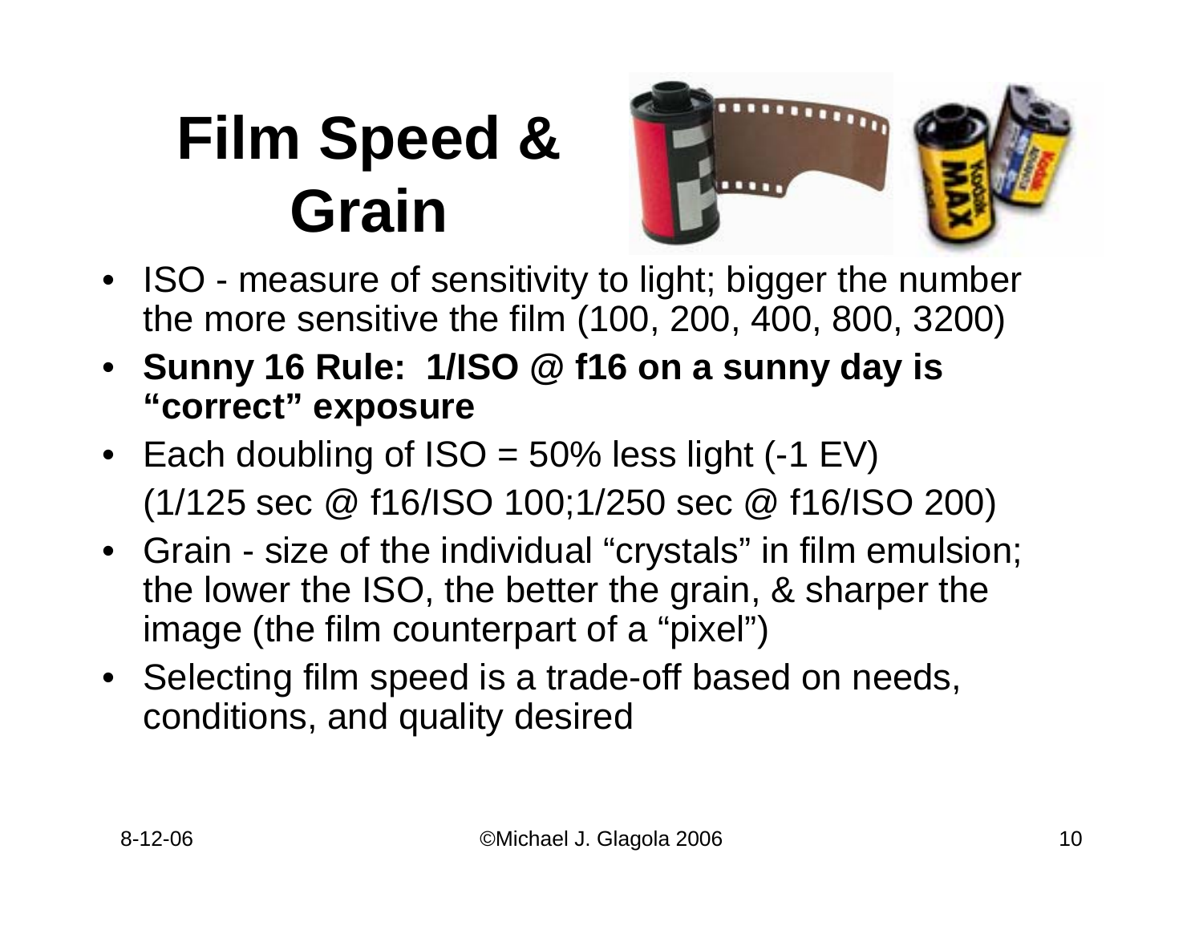# Film Speed & Grain

- ISO - measure of sensitivity to light; bigger the number the more sensitive the film (100, 200, 400, 800, 3200)
- **Sunny 16 Rule: 1/ISO @ f16 on a sunny day is "correct" exposure**
- Each doubling of ISO = 50% less light (-1 EV)
  (1/125 sec @ f16/ISO 100;1/250 sec @ f16/ISO 200)
- Grain - size of the individual "crystals" in film emulsion; the lower the ISO, the better the grain, & sharper the image (the film counterpart of a "pixel")
- Selecting film speed is a trade-off based on needs, conditions, and quality desired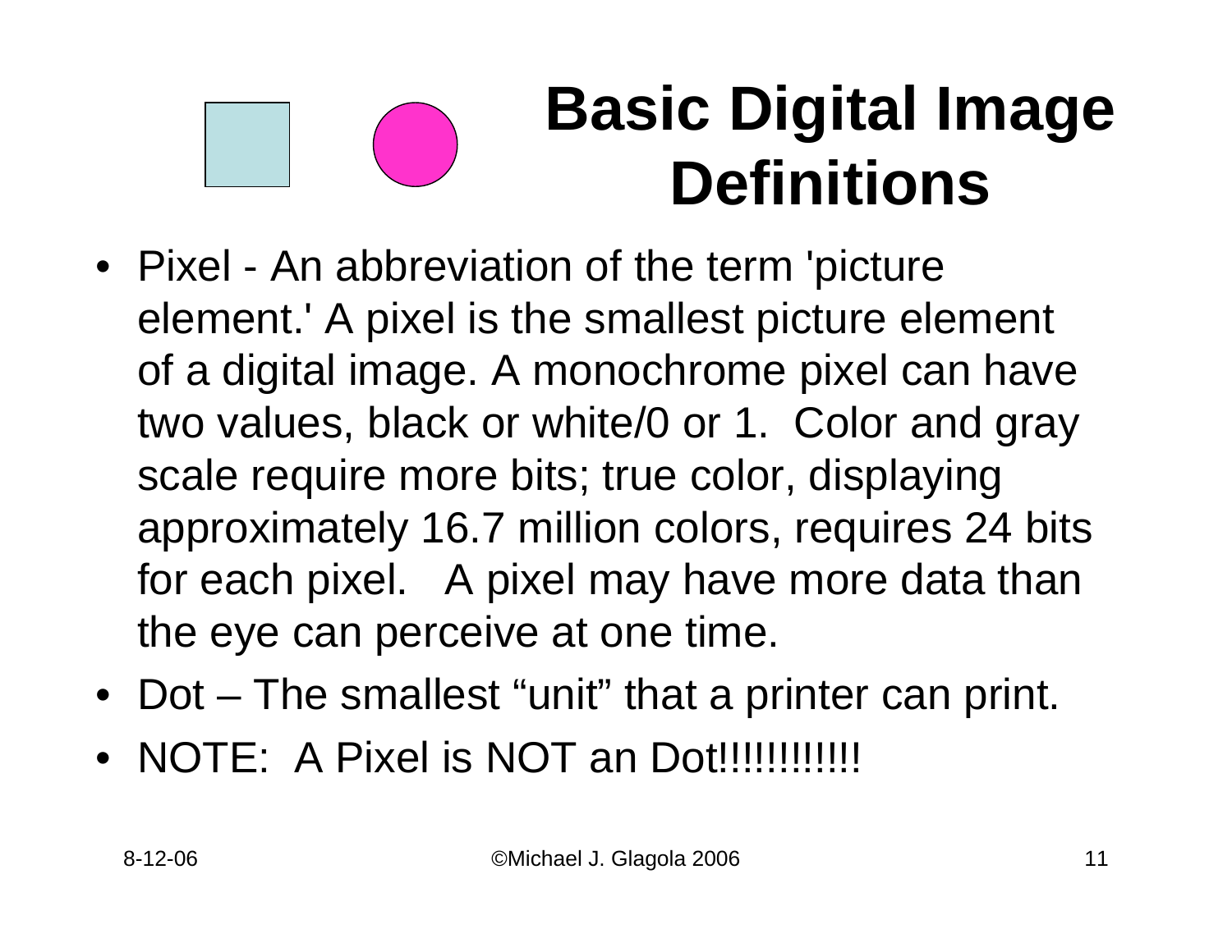# Basic Digital Image Definitions

- Pixel - An abbreviation of the term 'picture element.' A pixel is the smallest picture element of a digital image. A monochrome pixel can have two values, black or white/0 or 1. Color and gray scale require more bits; true color, displaying approximately 16.7 million colors, requires 24 bits for each pixel. A pixel may have more data than the eye can perceive at one time.
- Dot – The smallest "unit" that a printer can print.
- NOTE: A Pixel is NOT an Dot!!!!!!!!!!!!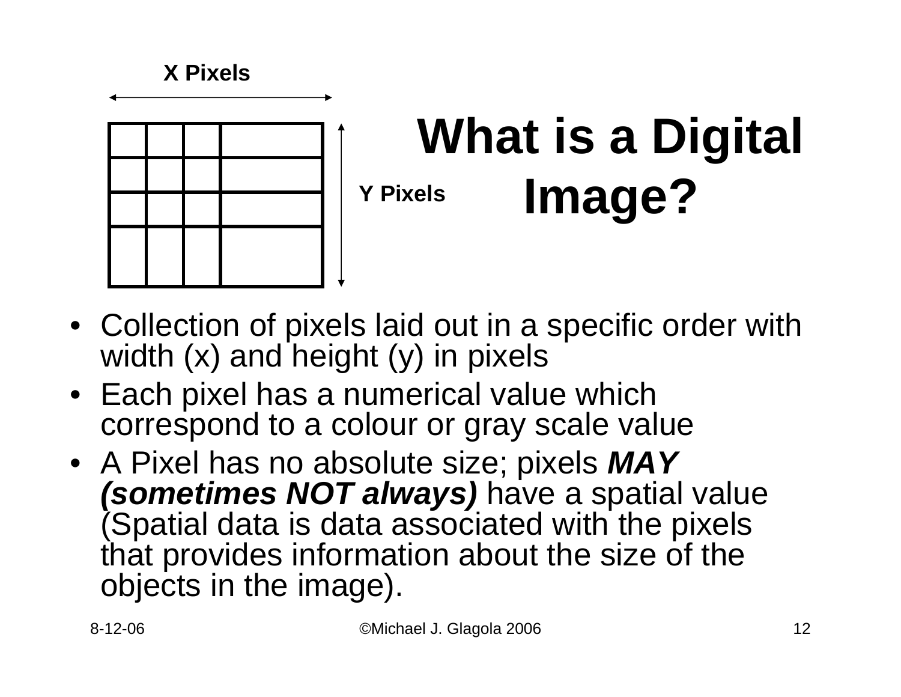# What is a Digital Image?

X Pixels

Y Pixels

- Collection of pixels laid out in a specific order with width (x) and height (y) in pixels
- Each pixel has a numerical value which correspond to a colour or gray scale value
- A Pixel has no absolute size; pixels ***MAY (sometimes NOT always)*** have a spatial value (Spatial data is data associated with the pixels that provides information about the size of the objects in the image).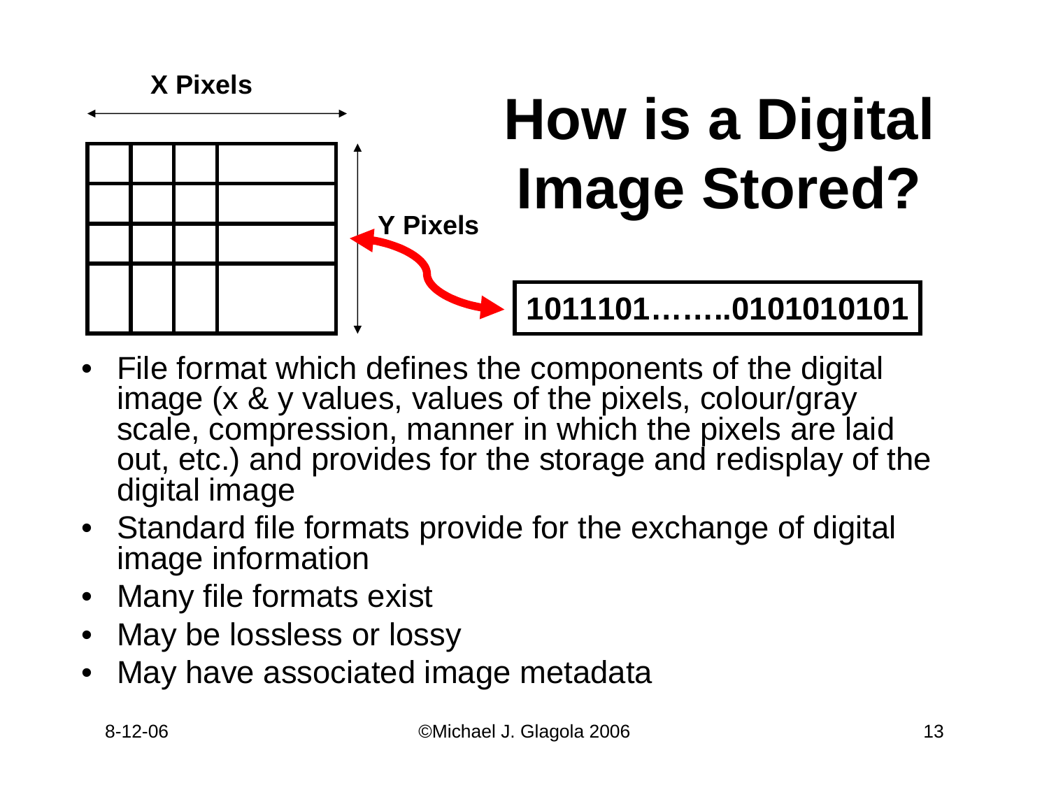# How is a Digital Image Stored?

X Pixels

Y Pixels

**1011101……..0101010101**

- File format which defines the components of the digital image (x & y values, values of the pixels, colour/gray scale, compression, manner in which the pixels are laid out, etc.) and provides for the storage and redisplay of the digital image
- Standard file formats provide for the exchange of digital image information
- Many file formats exist
- May be lossless or lossy
- May have associated image metadata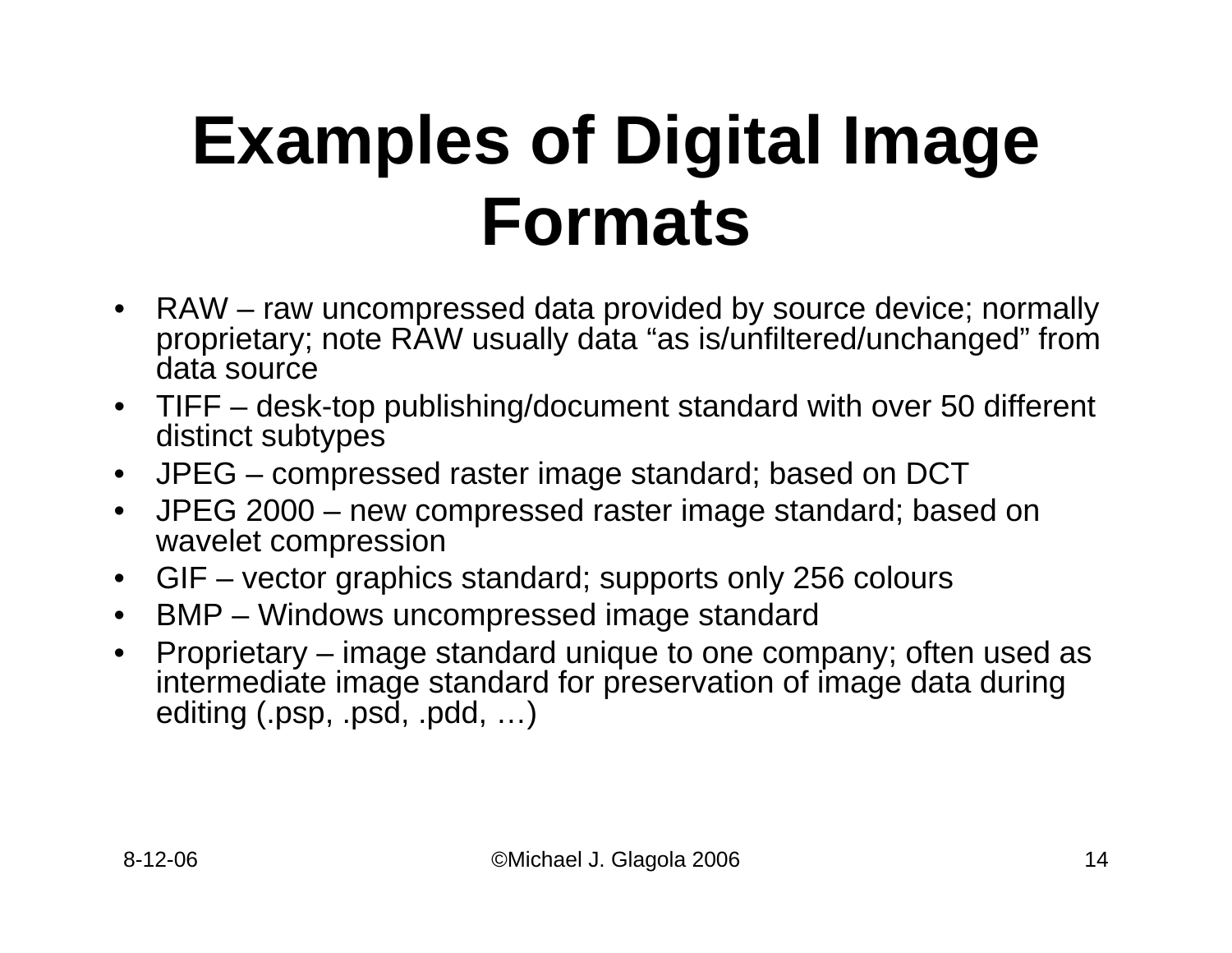# Examples of Digital Image Formats

- RAW – raw uncompressed data provided by source device; normally proprietary; note RAW usually data “as is/unfiltered/unchanged” from data source
- TIFF – desk-top publishing/document standard with over 50 different distinct subtypes
- JPEG – compressed raster image standard; based on DCT
- JPEG 2000 – new compressed raster image standard; based on wavelet compression
- GIF – vector graphics standard; supports only 256 colours
- BMP – Windows uncompressed image standard
- Proprietary – image standard unique to one company; often used as intermediate image standard for preservation of image data during editing (.psp, .psd, .pdd, …)

8-12-06 ©Michael J. Glagola 2006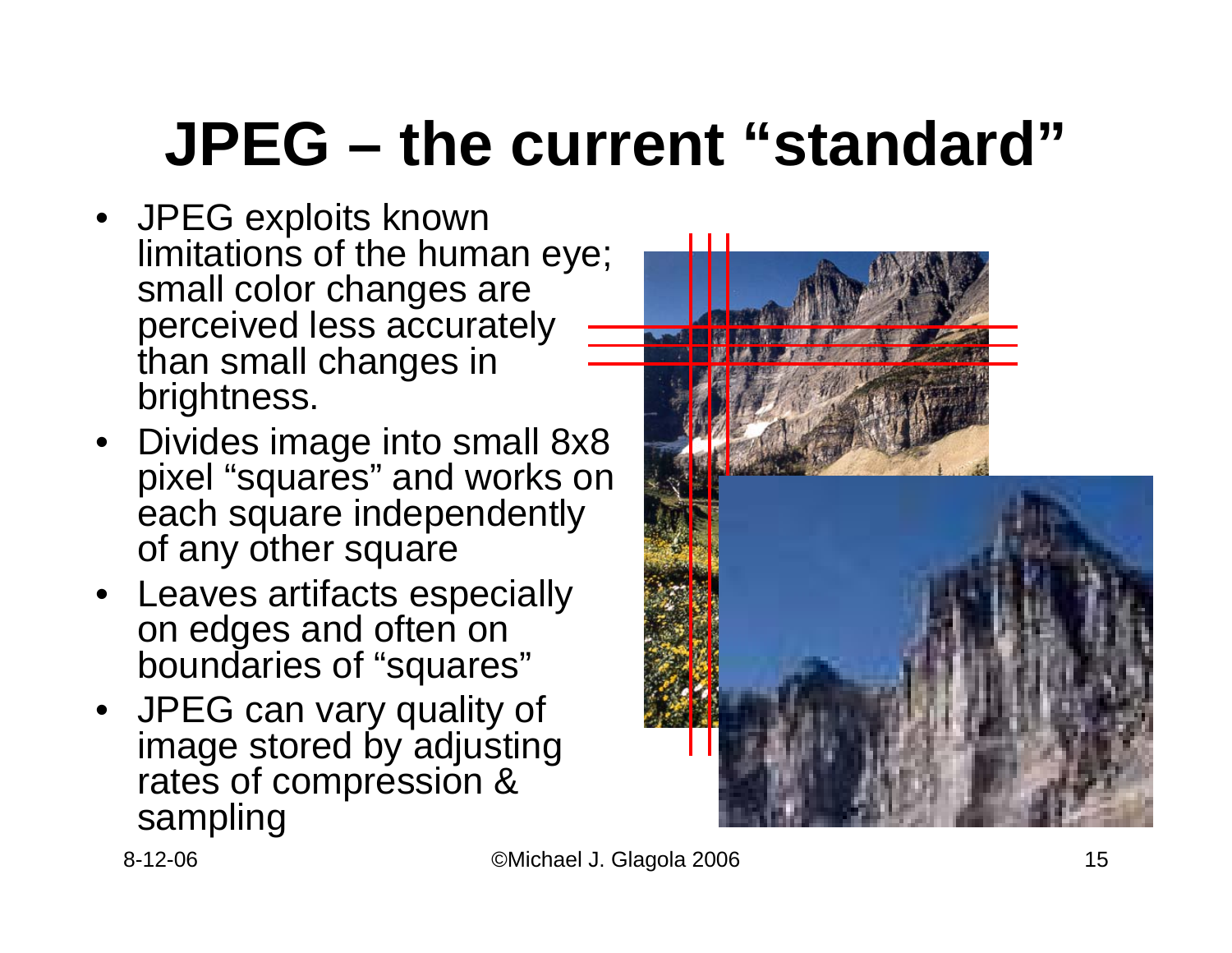# JPEG – the current "standard"

- JPEG exploits known limitations of the human eye; small color changes are perceived less accurately than small changes in brightness.
- Divides image into small 8x8 pixel "squares" and works on each square independently of any other square
- Leaves artifacts especially on edges and often on boundaries of "squares"
- JPEG can vary quality of image stored by adjusting rates of compression & sampling

8-12-06 ©Michael J. Glagola 2006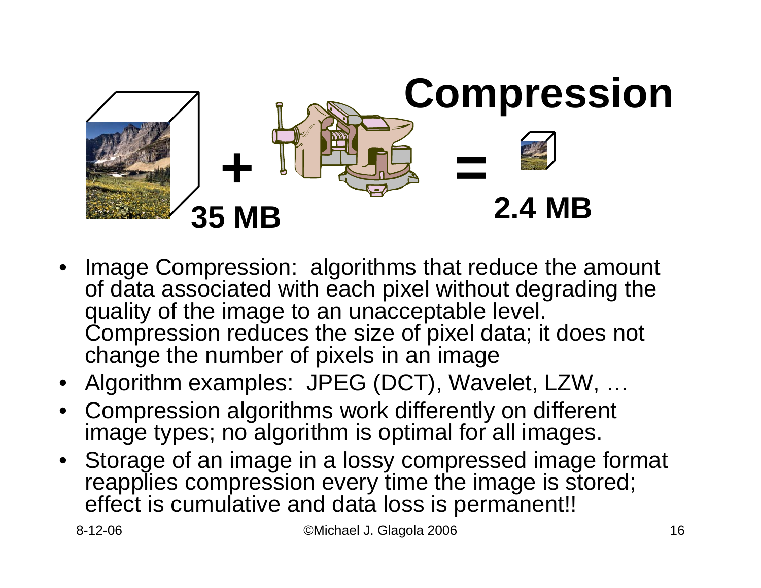# Compression

35 MB

2.4 MB

- Image Compression: algorithms that reduce the amount of data associated with each pixel without degrading the quality of the image to an unacceptable level. Compression reduces the size of pixel data; it does not change the number of pixels in an image
- Algorithm examples: JPEG (DCT), Wavelet, LZW, …
- Compression algorithms work differently on different image types; no algorithm is optimal for all images.
- Storage of an image in a lossy compressed image format reapplies compression every time the image is stored; effect is cumulative and data loss is permanent!!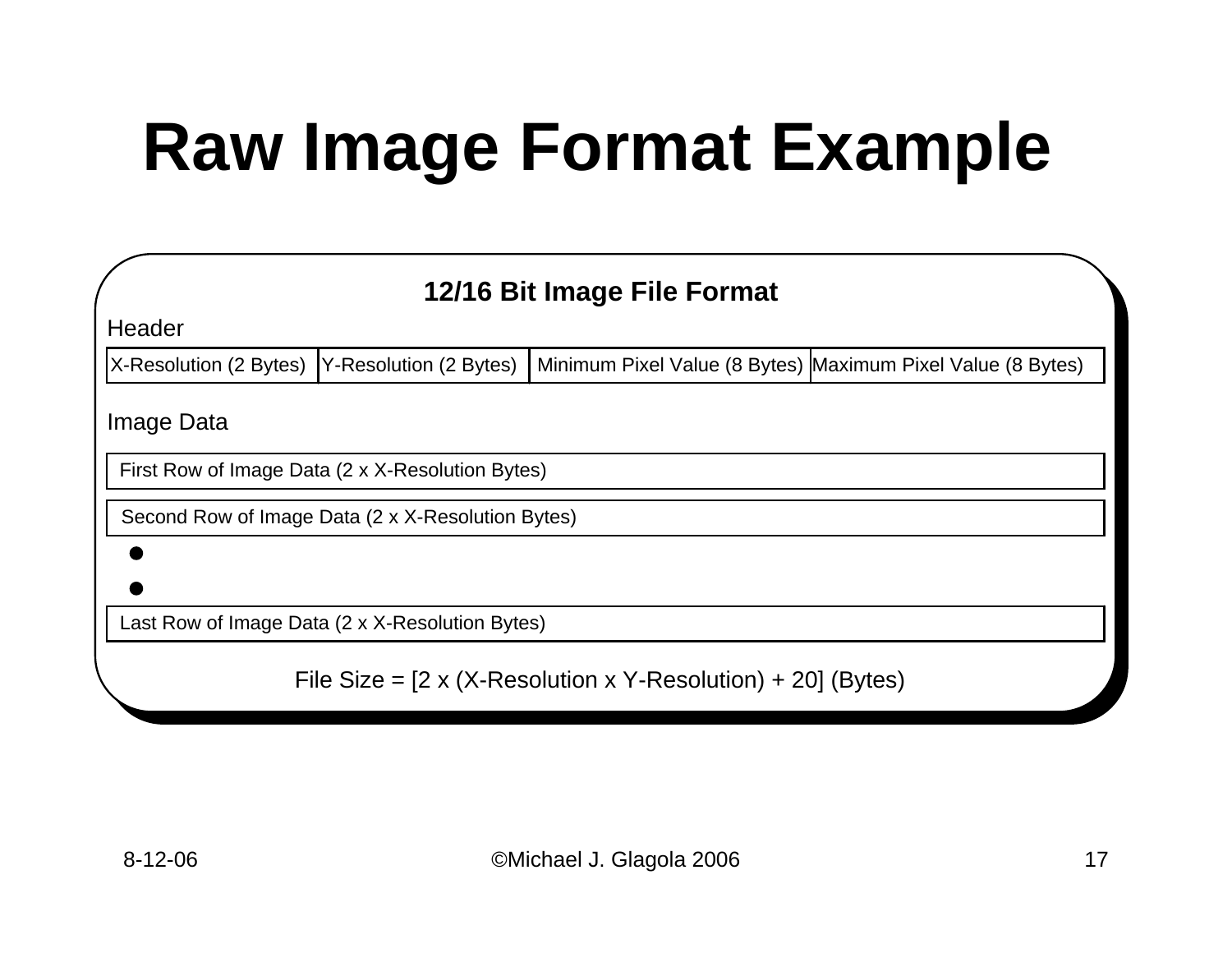# Raw Image Format Example

### 12/16 Bit Image File Format

Header

| X-Resolution (2 Bytes) | Y-Resolution (2 Bytes) | Minimum Pixel Value (8 Bytes) | Maximum Pixel Value (8 Bytes) |
|---|---|---|---|

Image Data

- First Row of Image Data (2 x X-Resolution Bytes)
- Second Row of Image Data (2 x X-Resolution Bytes)
- •
- •
- Last Row of Image Data (2 x X-Resolution Bytes)

File Size = [2 x (X-Resolution x Y-Resolution) + 20] (Bytes)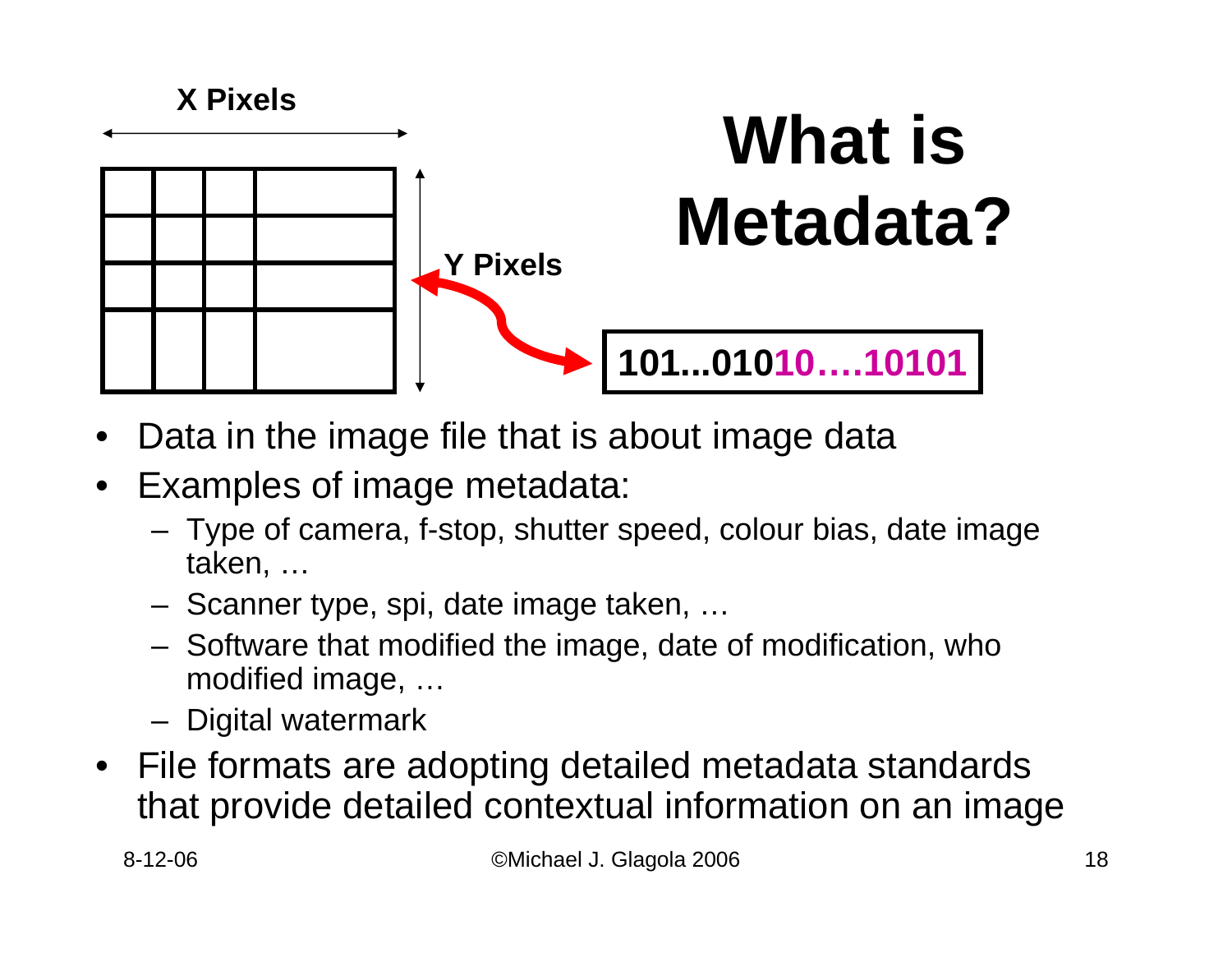# What is Metadata?

X Pixels

Y Pixels

101...01010….10101

- Data in the image file that is about image data
- Examples of image metadata:
  - Type of camera, f-stop, shutter speed, colour bias, date image taken, …
  - Scanner type, spi, date image taken, …
  - Software that modified the image, date of modification, who modified image, …
  - Digital watermark
- File formats are adopting detailed metadata standards that provide detailed contextual information on an image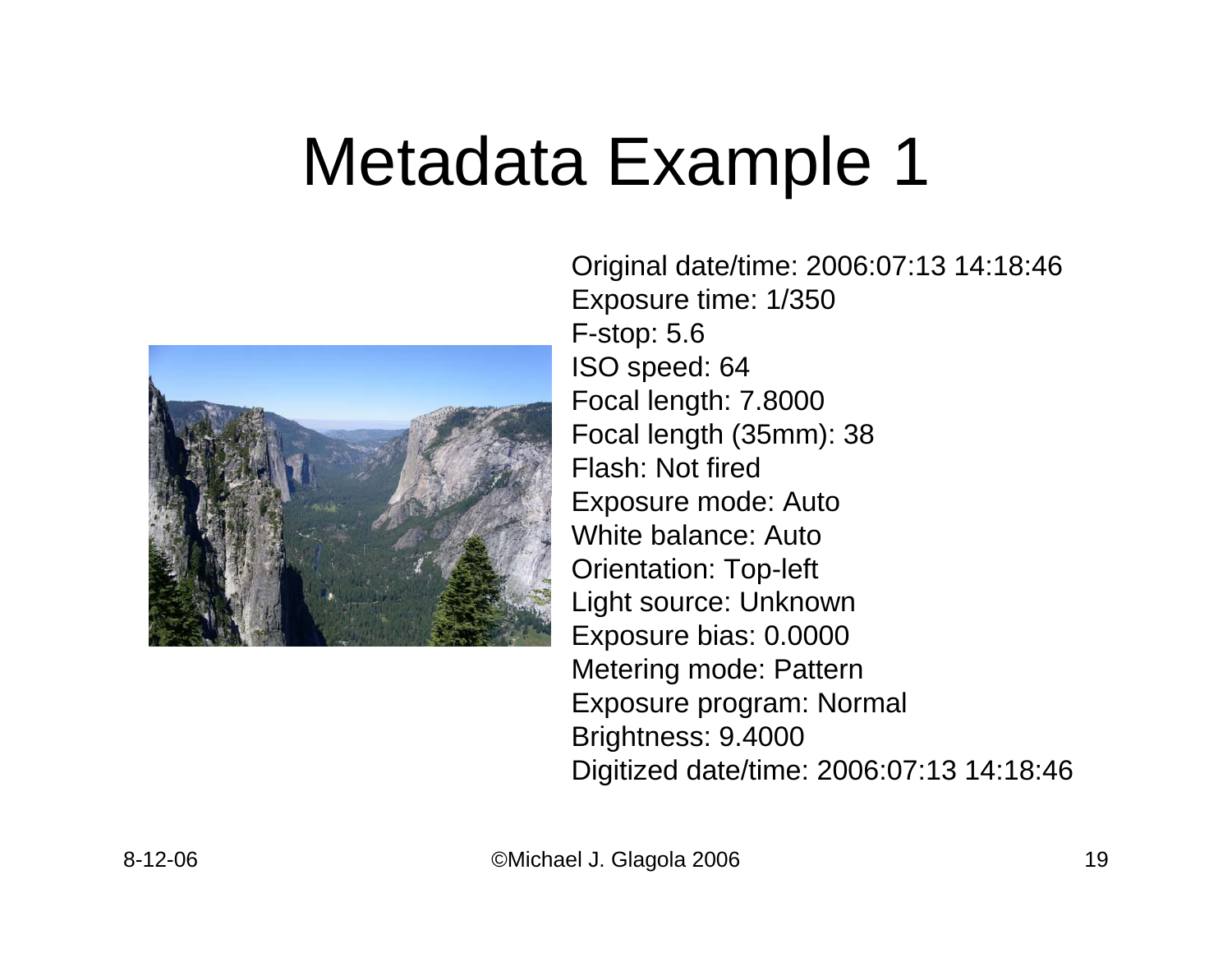# Metadata Example 1

Original date/time: 2006:07:13 14:18:46
Exposure time: 1/350
F-stop: 5.6
ISO speed: 64
Focal length: 7.8000
Focal length (35mm): 38
Flash: Not fired
Exposure mode: Auto
White balance: Auto
Orientation: Top-left
Light source: Unknown
Exposure bias: 0.0000
Metering mode: Pattern
Exposure program: Normal
Brightness: 9.4000
Digitized date/time: 2006:07:13 14:18:46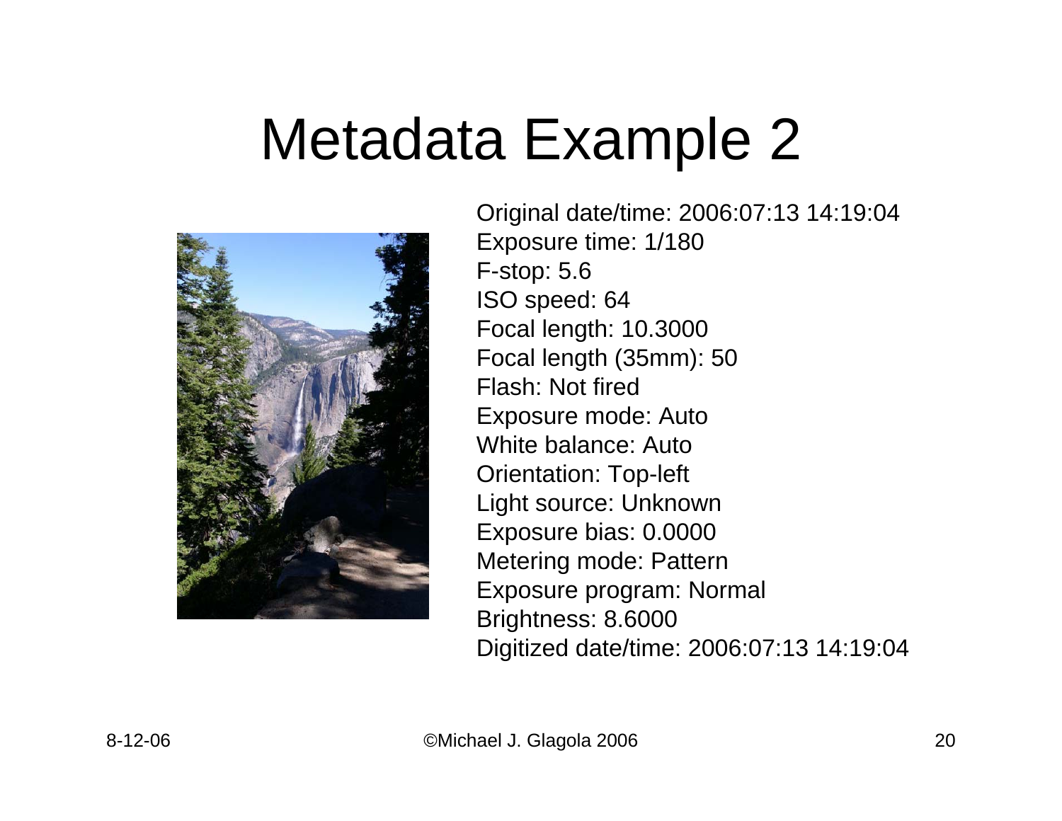# Metadata Example 2

Original date/time: 2006:07:13 14:19:04
Exposure time: 1/180
F-stop: 5.6
ISO speed: 64
Focal length: 10.3000
Focal length (35mm): 50
Flash: Not fired
Exposure mode: Auto
White balance: Auto
Orientation: Top-left
Light source: Unknown
Exposure bias: 0.0000
Metering mode: Pattern
Exposure program: Normal
Brightness: 8.6000
Digitized date/time: 2006:07:13 14:19:04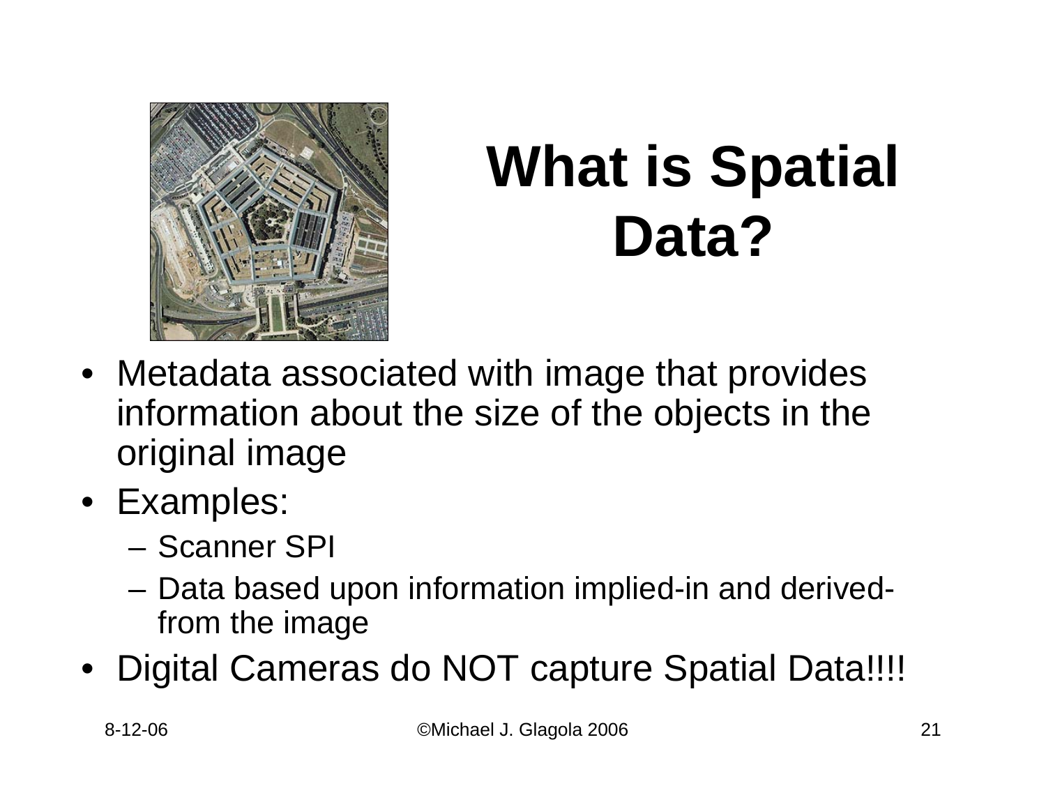# What is Spatial Data?

- Metadata associated with image that provides information about the size of the objects in the original image
- Examples:
  - Scanner SPI
  - Data based upon information implied-in and derived-from the image
- Digital Cameras do NOT capture Spatial Data!!!!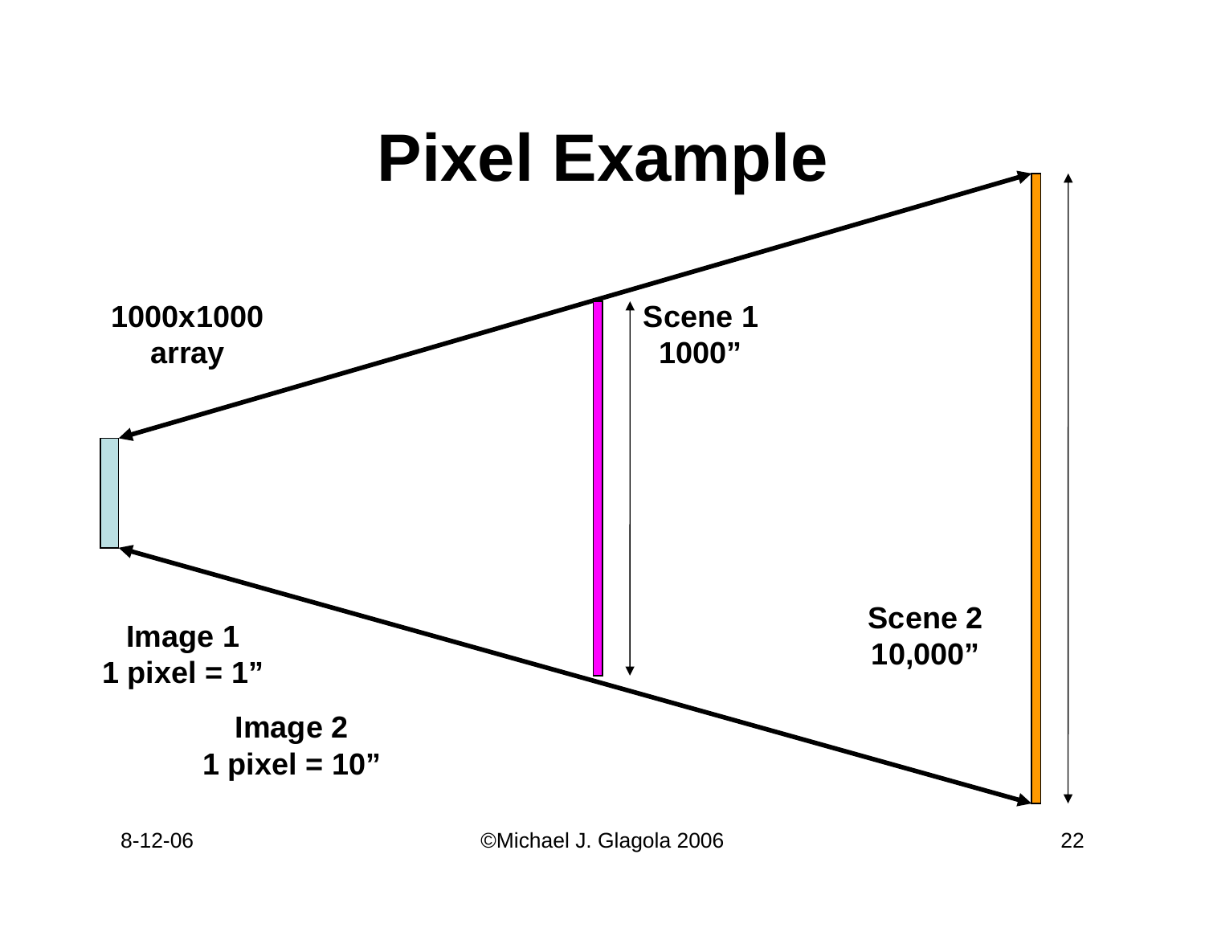# Pixel Example

1000x1000
array

Scene 1
1000”

Scene 2
10,000”

Image 1
1 pixel = 1”

Image 2
1 pixel = 10”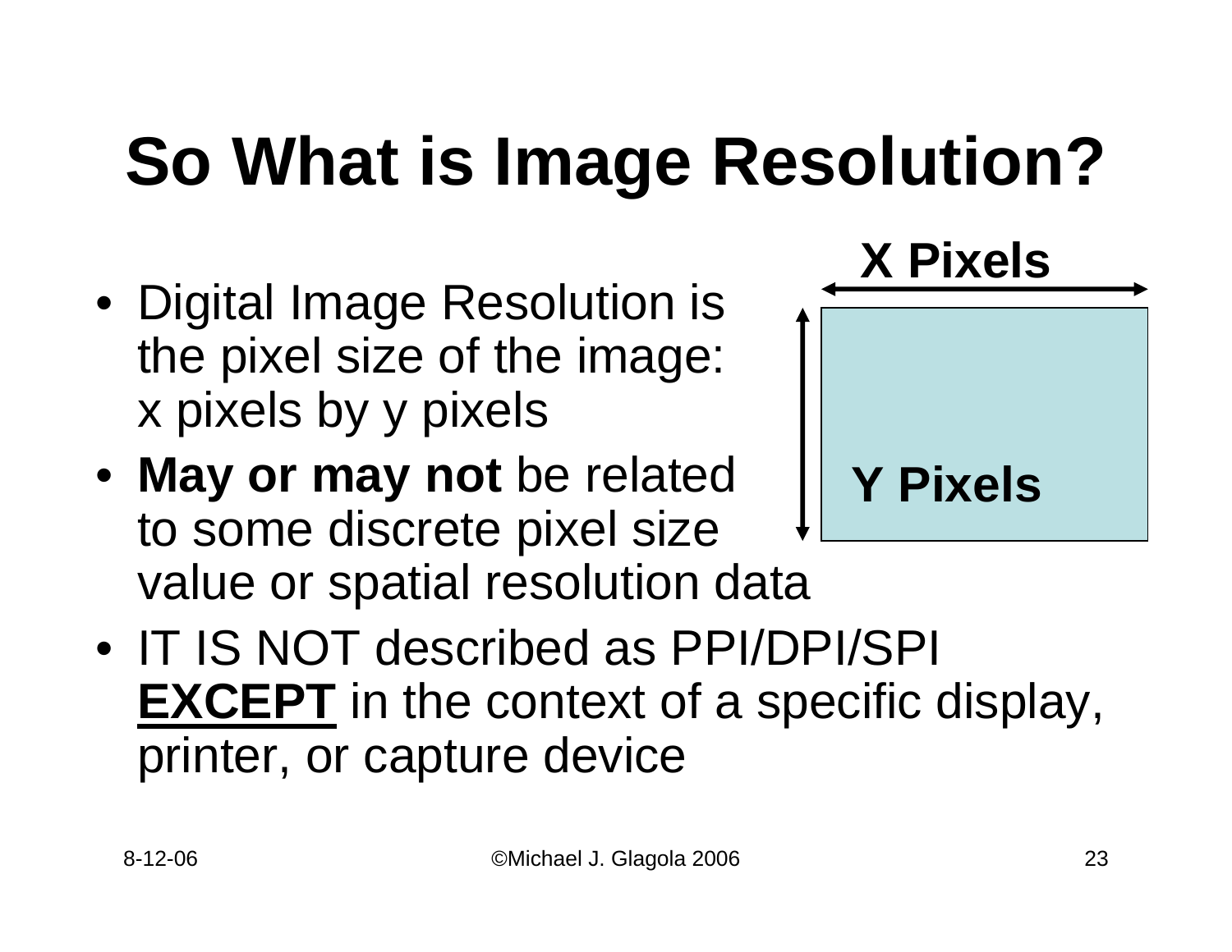# So What is Image Resolution?

- Digital Image Resolution is the pixel size of the image: x pixels by y pixels
- **May or may not** be related to some discrete pixel size value or spatial resolution data
- IT IS NOT described as PPI/DPI/SPI **EXCEPT** in the context of a specific display, printer, or capture device

**X Pixels**

**Y Pixels**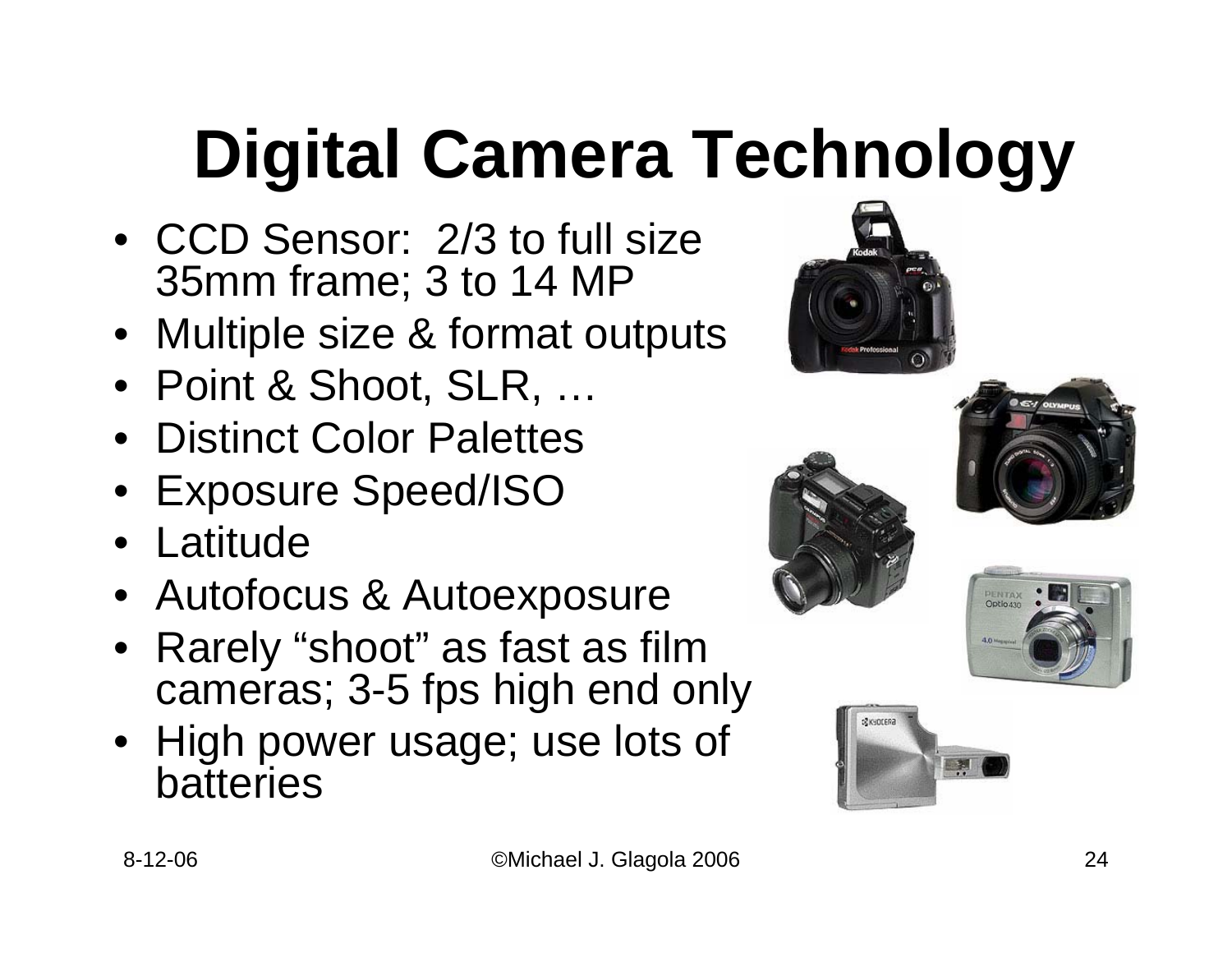# Digital Camera Technology

- CCD Sensor: 2/3 to full size 35mm frame; 3 to 14 MP
- Multiple size & format outputs
- Point & Shoot, SLR, …
- Distinct Color Palettes
- Exposure Speed/ISO
- Latitude
- Autofocus & Autoexposure
- Rarely “shoot” as fast as film cameras; 3-5 fps high end only
- High power usage; use lots of batteries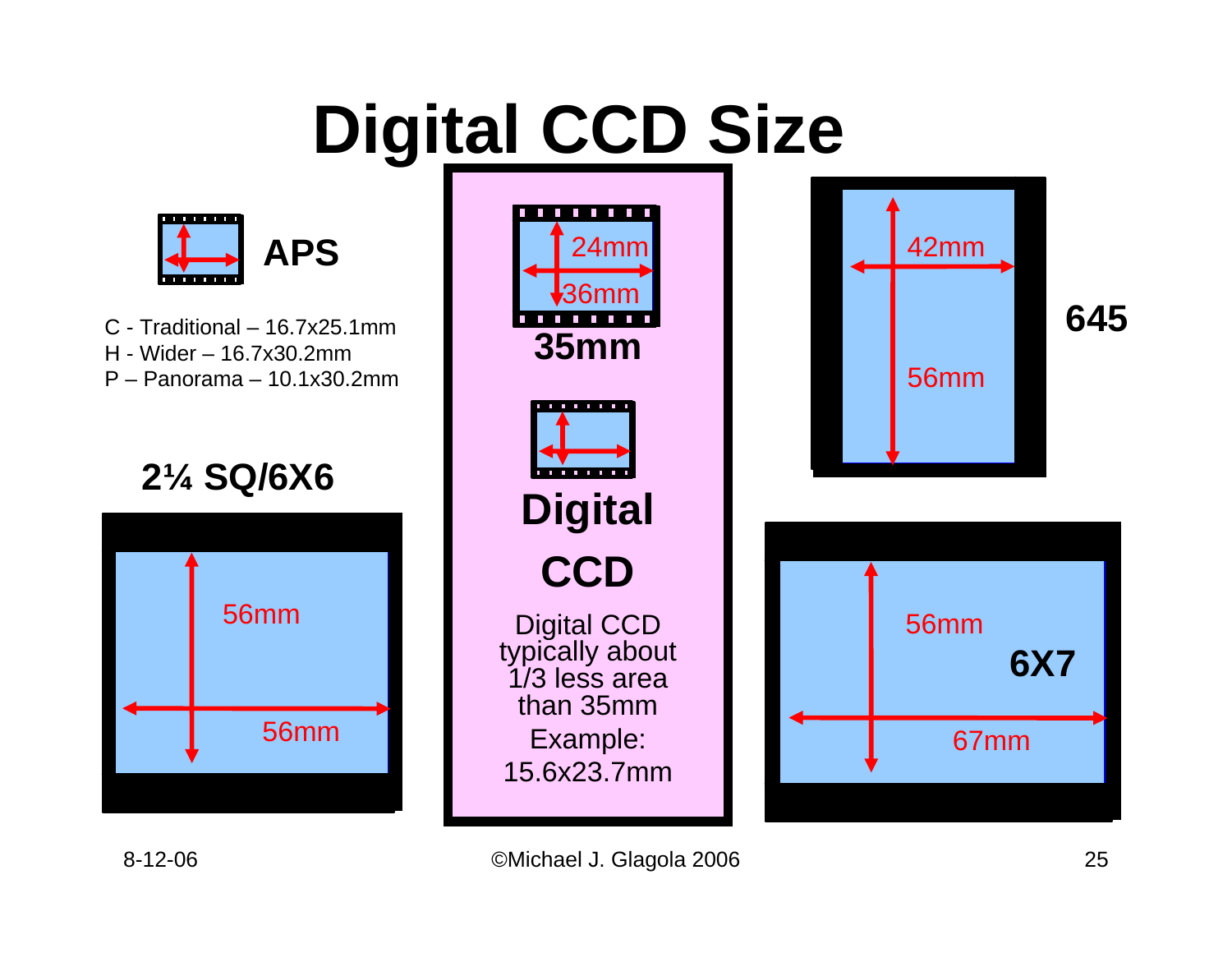# Digital CCD Size

**APS**

C - Traditional – 16.7x25.1mm
H - Wider – 16.7x30.2mm
P – Panorama – 10.1x30.2mm

**2¼ SQ/6X6**

56mm

56mm

24mm

36mm

**35mm**

**Digital CCD**

Digital CCD typically about 1/3 less area than 35mm

Example:
15.6x23.7mm

42mm

56mm

**645**

56mm

**6X7**

67mm

8-12-06

©Michael J. Glagola 2006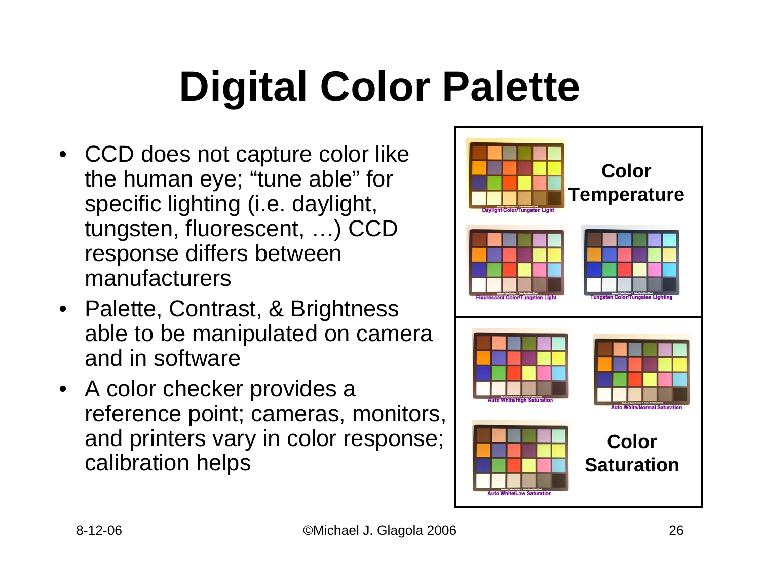# Digital Color Palette

- CCD does not capture color like the human eye; "tune able" for specific lighting (i.e. daylight, tungsten, fluorescent, …) CCD response differs between manufacturers
- Palette, Contrast, & Brightness able to be manipulated on camera and in software
- A color checker provides a reference point; cameras, monitors, and printers vary in color response; calibration helps

**Color Temperature**

Daylight Color/Tungsten Light

Flourescent Color/Tungsten Light

Tungsten Color/Tungsten Lighting

**Color Saturation**

Auto White/High Saturation

Auto White/Normal Saturation

Auto White/Low Saturation

8-12-06 ©Michael J. Glagola 2006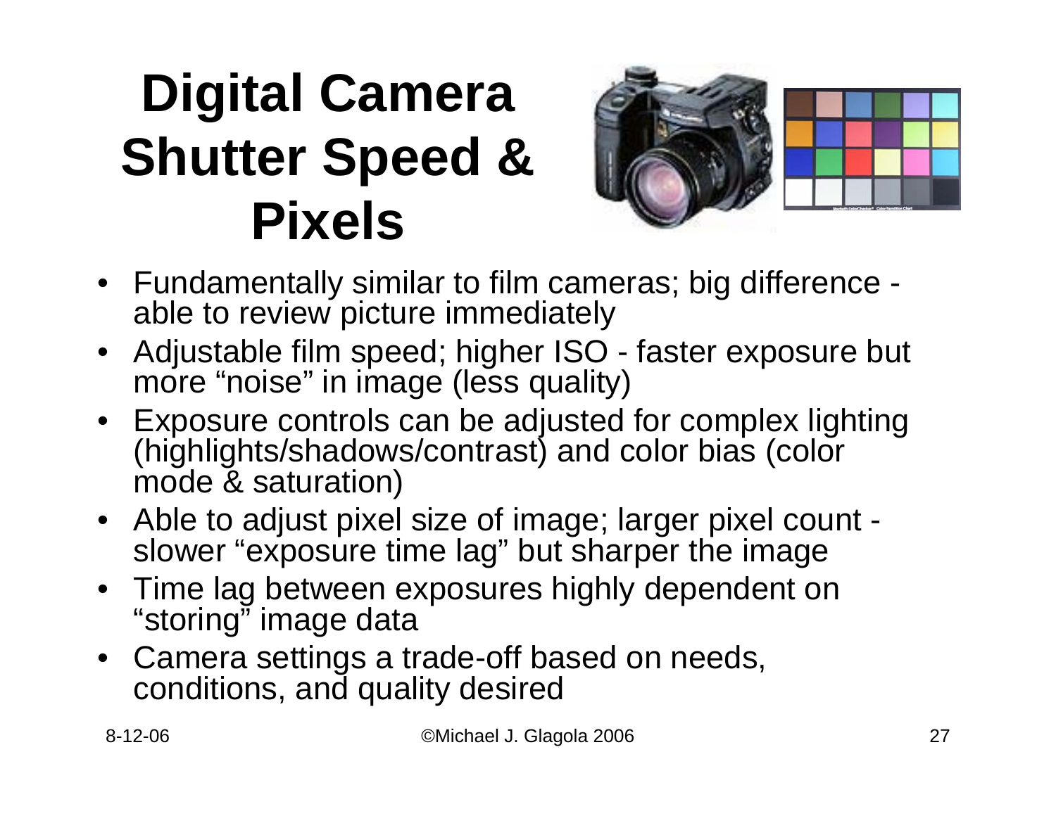# Digital Camera Shutter Speed & Pixels

- Fundamentally similar to film cameras; big difference - able to review picture immediately
- Adjustable film speed; higher ISO - faster exposure but more "noise" in image (less quality)
- Exposure controls can be adjusted for complex lighting (highlights/shadows/contrast) and color bias (color mode & saturation)
- Able to adjust pixel size of image; larger pixel count - slower "exposure time lag" but sharper the image
- Time lag between exposures highly dependent on "storing" image data
- Camera settings a trade-off based on needs, conditions, and quality desired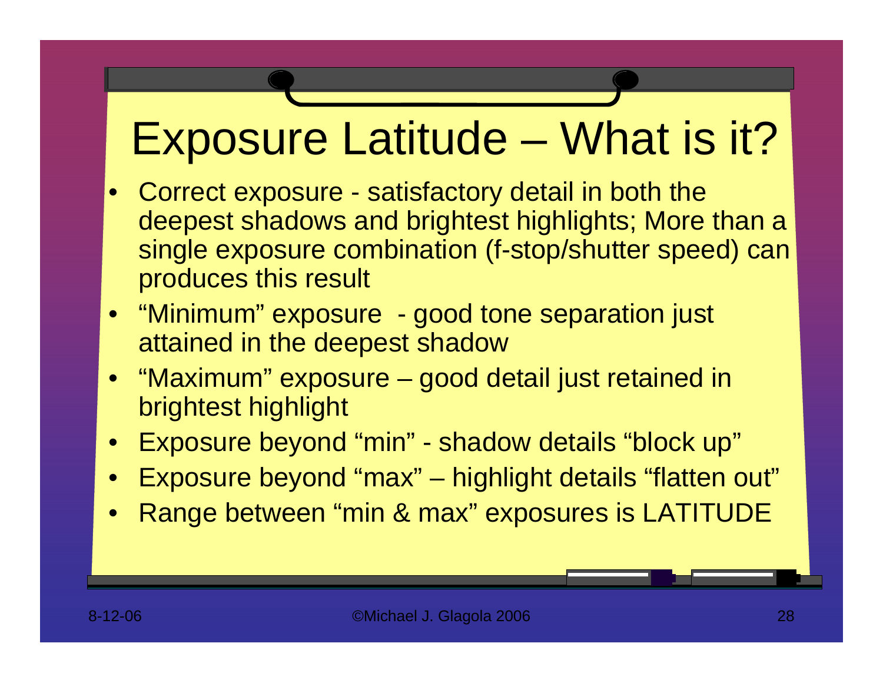# Exposure Latitude – What is it?

- Correct exposure - satisfactory detail in both the deepest shadows and brightest highlights; More than a single exposure combination (f-stop/shutter speed) can produces this result
- “Minimum” exposure - good tone separation just attained in the deepest shadow
- “Maximum” exposure – good detail just retained in brightest highlight
- Exposure beyond “min” - shadow details “block up”
- Exposure beyond “max” – highlight details “flatten out”
- Range between “min & max” exposures is LATITUDE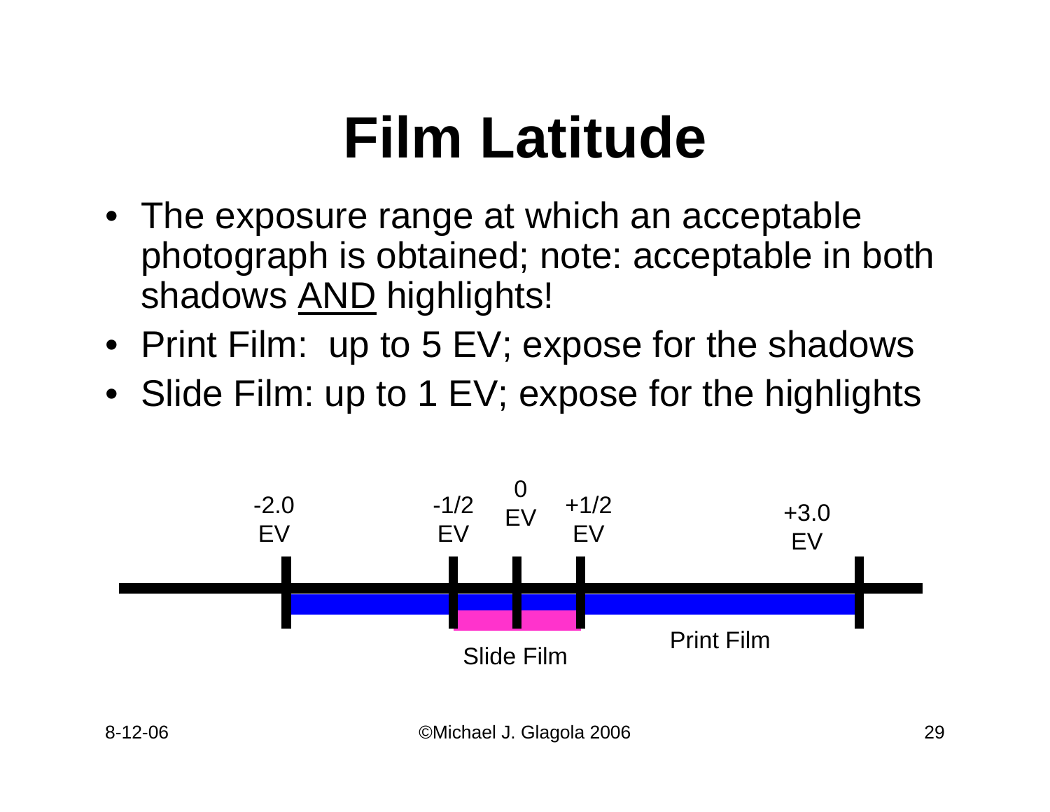# Film Latitude

- The exposure range at which an acceptable photograph is obtained; note: acceptable in both shadows AND highlights!
- Print Film: up to 5 EV; expose for the shadows
- Slide Film: up to 1 EV; expose for the highlights

-2.0 EV  -1/2 EV  0 EV  +1/2 EV  +3.0 EV

Slide Film  Print Film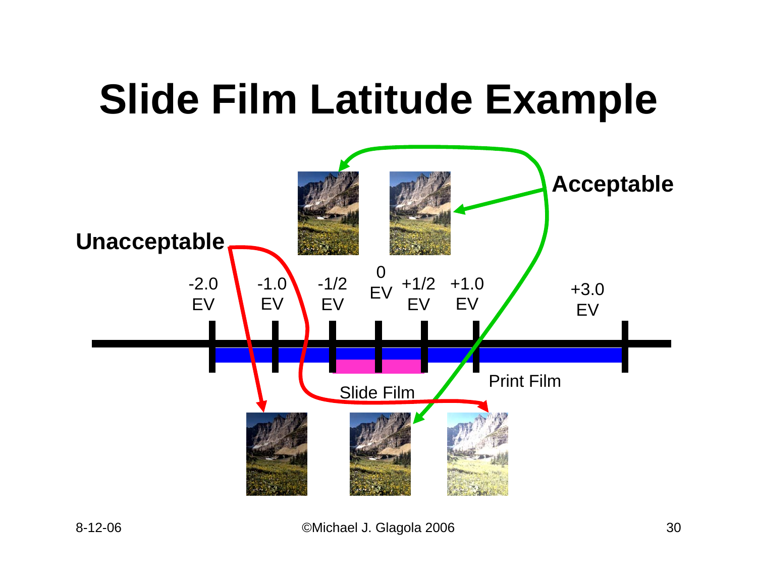# Slide Film Latitude Example

Acceptable

Unacceptable

-2.0 EV | -1.0 EV | -1/2 EV | 0 EV | +1/2 EV | +1.0 EV | +3.0 EV

Slide Film

Print Film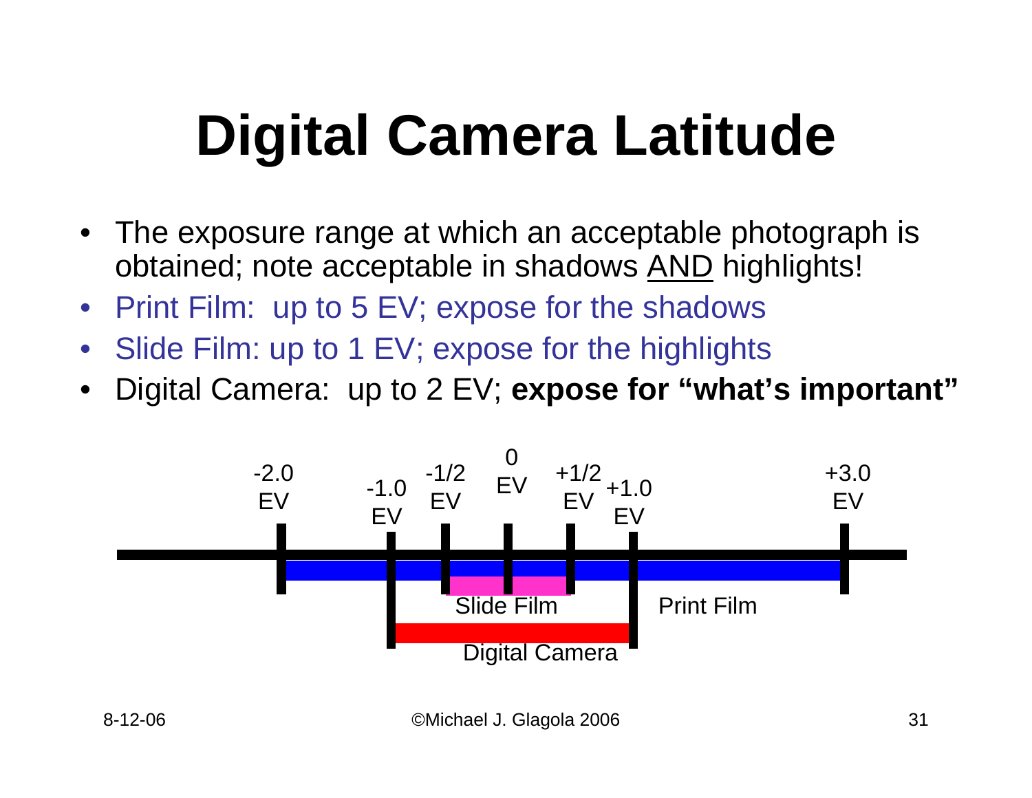# Digital Camera Latitude

- The exposure range at which an acceptable photograph is obtained; note acceptable in shadows AND highlights!
- Print Film: up to 5 EV; expose for the shadows
- Slide Film: up to 1 EV; expose for the highlights
- Digital Camera: up to 2 EV; **expose for "what's important"**

-2.0 EV -1.0 EV -1/2 EV 0 EV +1/2 EV +1.0 EV +3.0 EV

Slide Film

Print Film

Digital Camera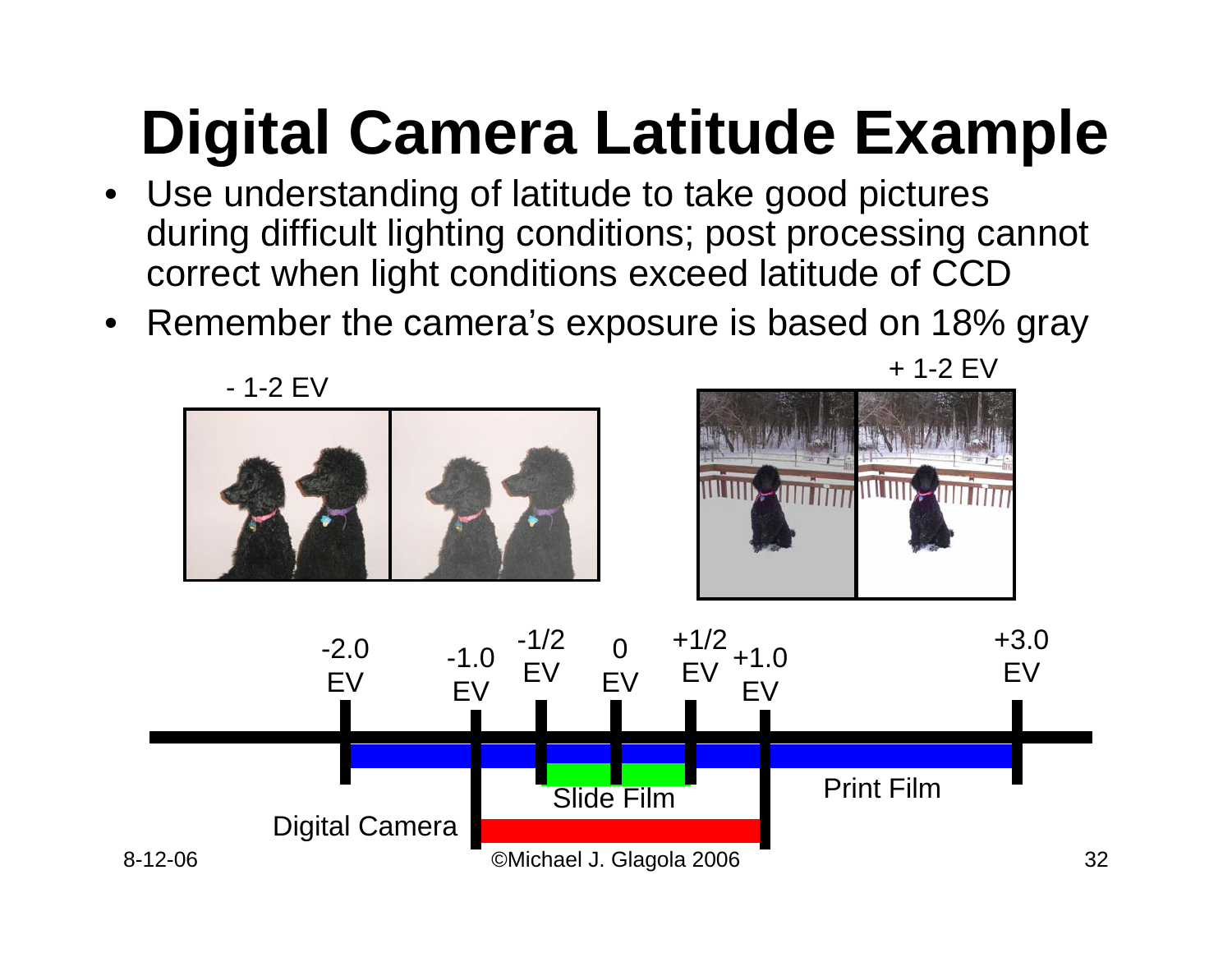# Digital Camera Latitude Example

- Use understanding of latitude to take good pictures during difficult lighting conditions; post processing cannot correct when light conditions exceed latitude of CCD
- Remember the camera's exposure is based on 18% gray

- 1-2 EV

+ 1-2 EV

-2.0 EV | -1.0 EV | -1/2 EV | 0 EV | +1/2 EV | +1.0 EV | +3.0 EV

Slide Film

Print Film

Digital Camera

8-12-06

©Michael J. Glagola 2006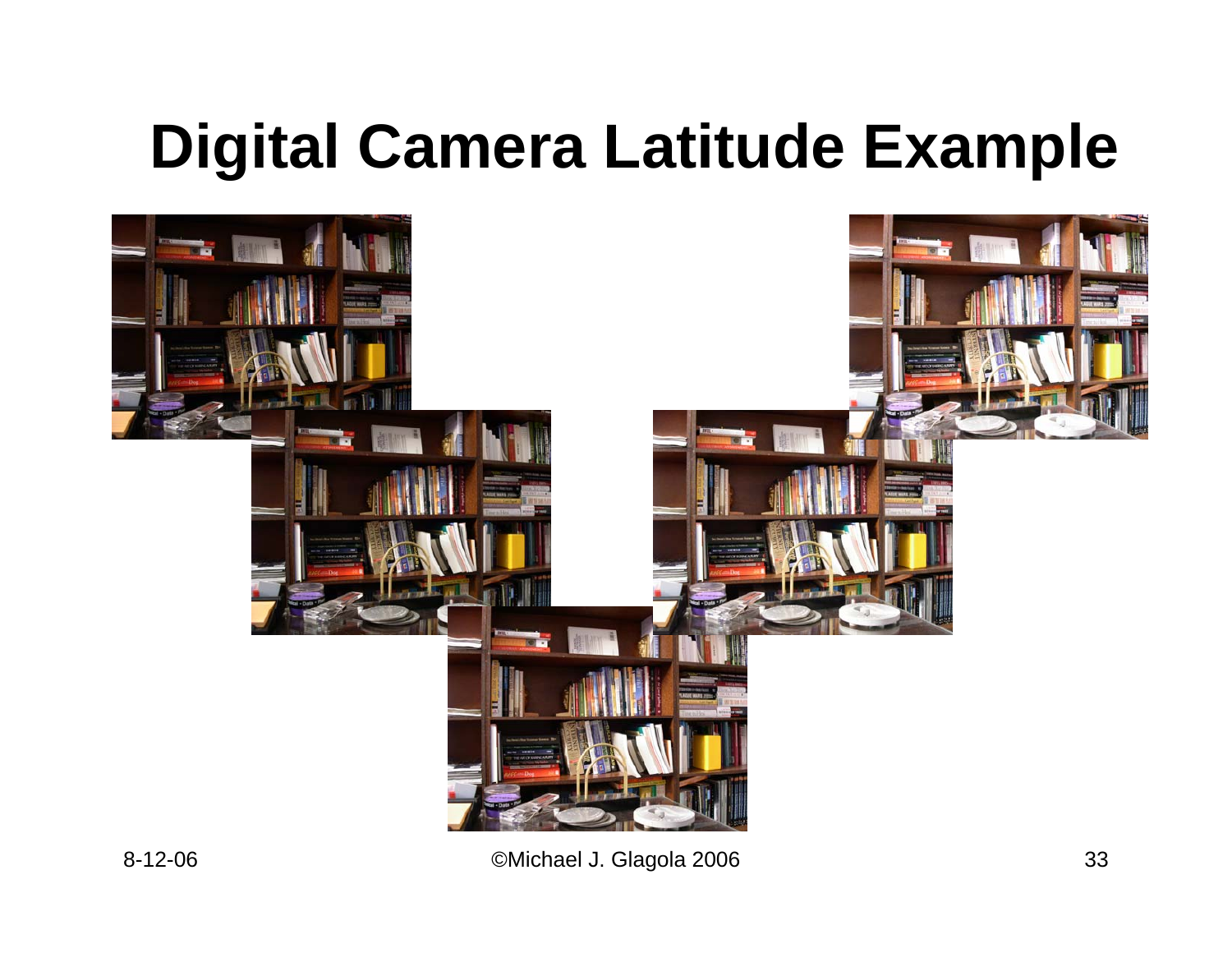# Digital Camera Latitude Example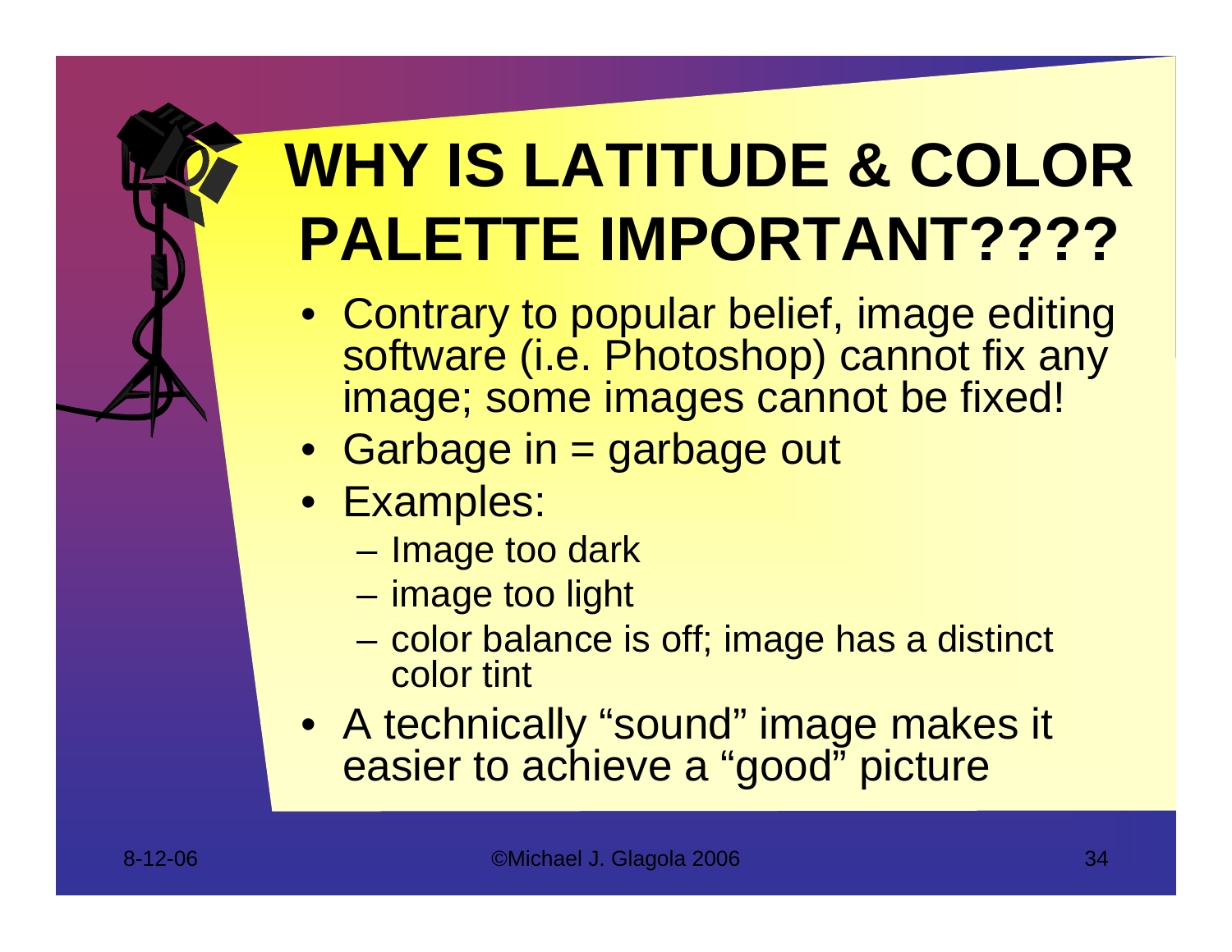# WHY IS LATITUDE & COLOR PALETTE IMPORTANT????

- Contrary to popular belief, image editing software (i.e. Photoshop) cannot fix any image; some images cannot be fixed!
- Garbage in = garbage out
- Examples:
  - Image too dark
  - image too light
  - color balance is off; image has a distinct color tint
- A technically "sound" image makes it easier to achieve a "good" picture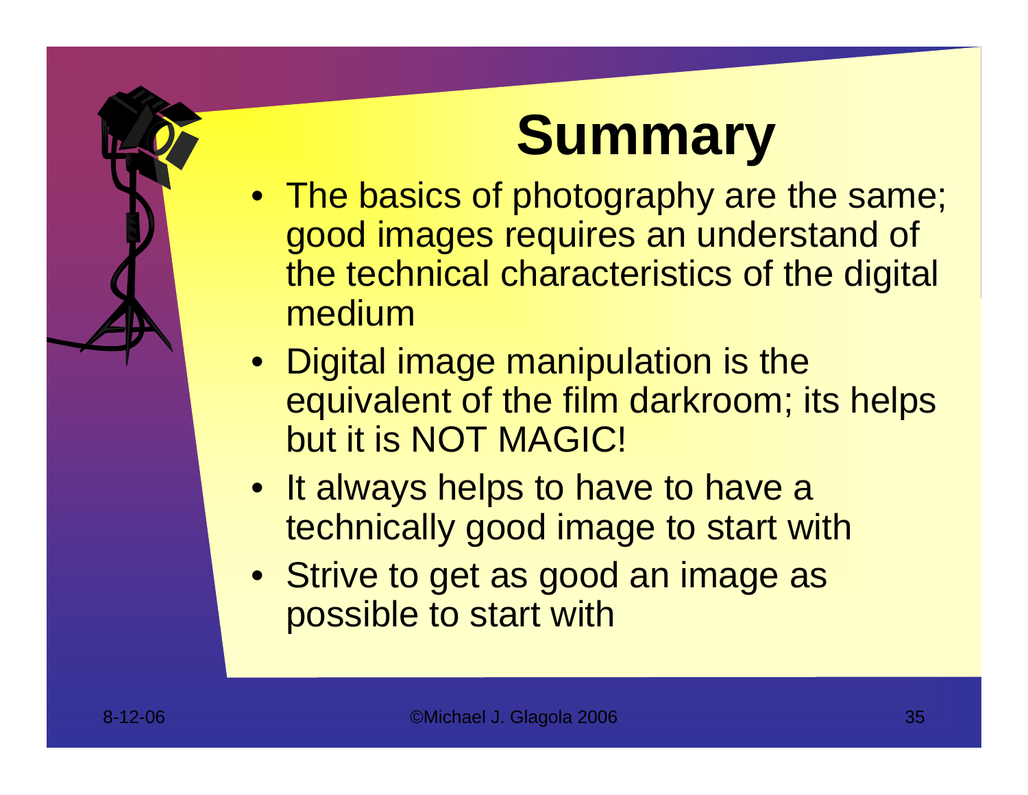# Summary

- The basics of photography are the same; good images requires an understand of the technical characteristics of the digital medium
- Digital image manipulation is the equivalent of the film darkroom; its helps but it is NOT MAGIC!
- It always helps to have to have a technically good image to start with
- Strive to get as good an image as possible to start with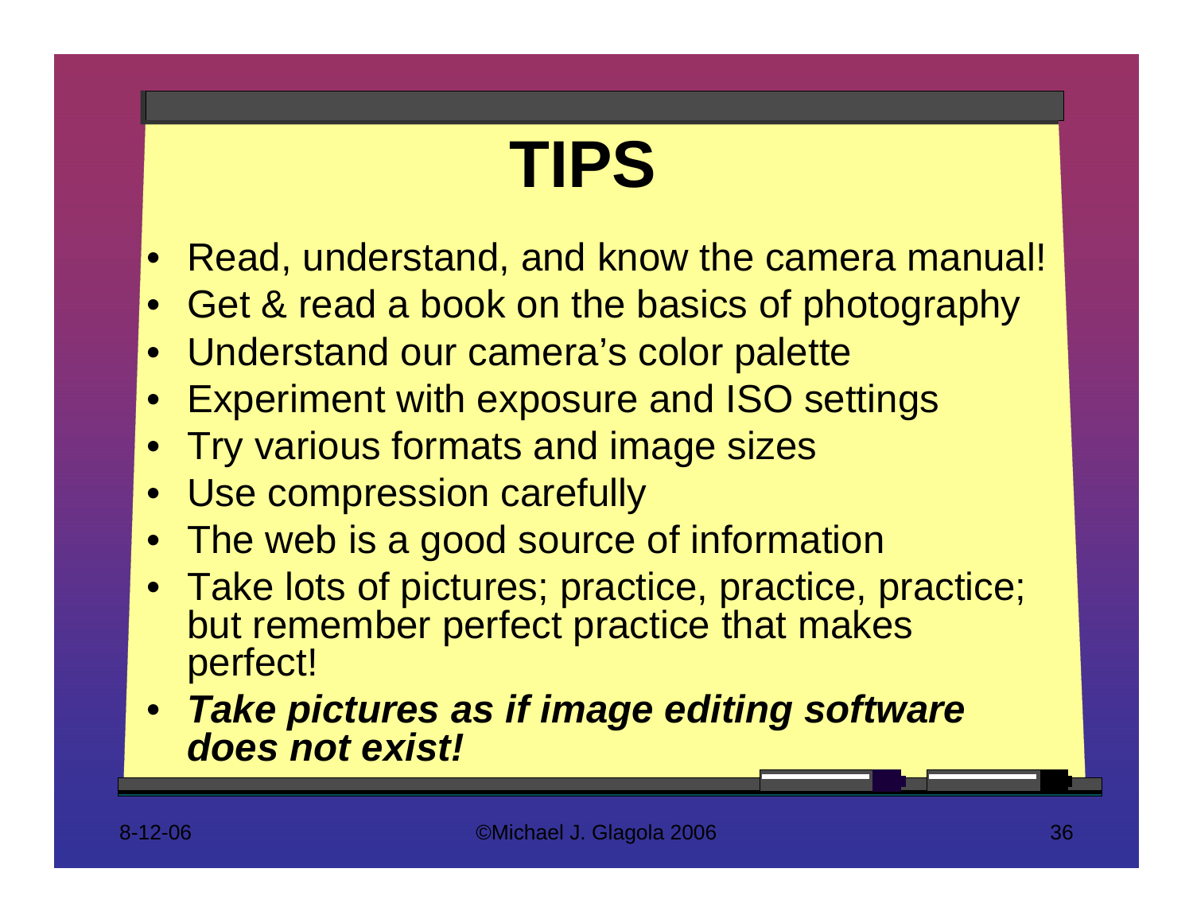# TIPS

- Read, understand, and know the camera manual!
- Get & read a book on the basics of photography
- Understand our camera's color palette
- Experiment with exposure and ISO settings
- Try various formats and image sizes
- Use compression carefully
- The web is a good source of information
- Take lots of pictures; practice, practice, practice; but remember perfect practice that makes perfect!
- ***Take pictures as if image editing software does not exist!***

8-12-06 ©Michael J. Glagola 2006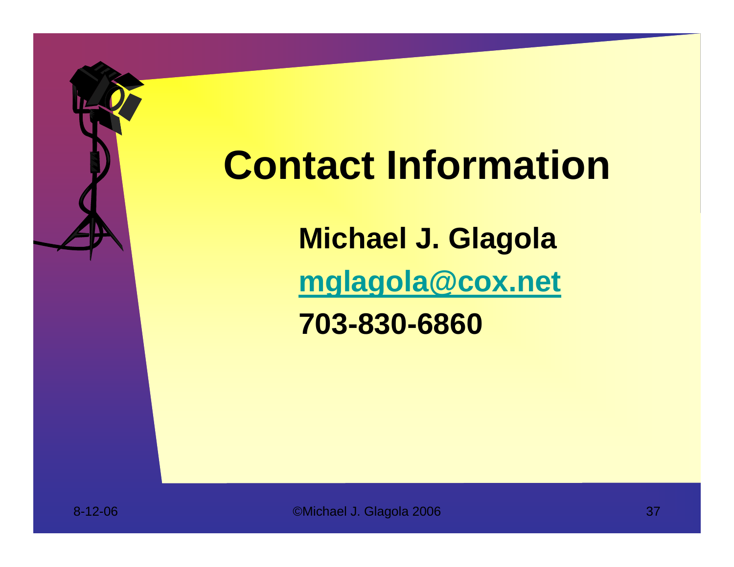# Contact Information

**Michael J. Glagola**

**[mglagola@cox.net](mailto:mglagola@cox.net)**

**703-830-6860**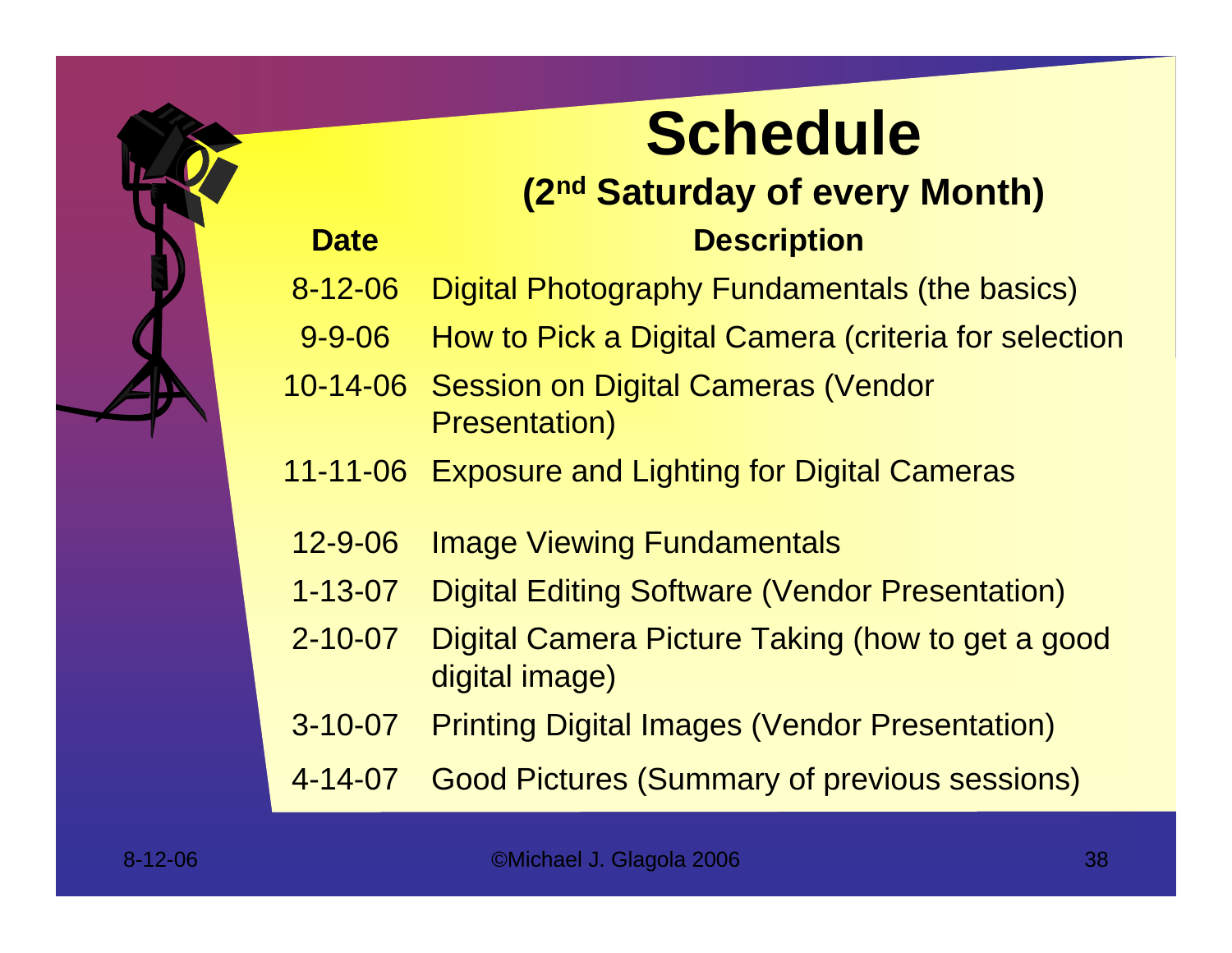# Schedule

### (2nd Saturday of every Month)

| Date | Description |
|---|---|
| 8-12-06 | Digital Photography Fundamentals (the basics) |
| 9-9-06 | How to Pick a Digital Camera (criteria for selection |
| 10-14-06 | Session on Digital Cameras (Vendor Presentation) |
| 11-11-06 | Exposure and Lighting for Digital Cameras |
| 12-9-06 | Image Viewing Fundamentals |
| 1-13-07 | Digital Editing Software (Vendor Presentation) |
| 2-10-07 | Digital Camera Picture Taking (how to get a good digital image) |
| 3-10-07 | Printing Digital Images (Vendor Presentation) |
| 4-14-07 | Good Pictures (Summary of previous sessions) |